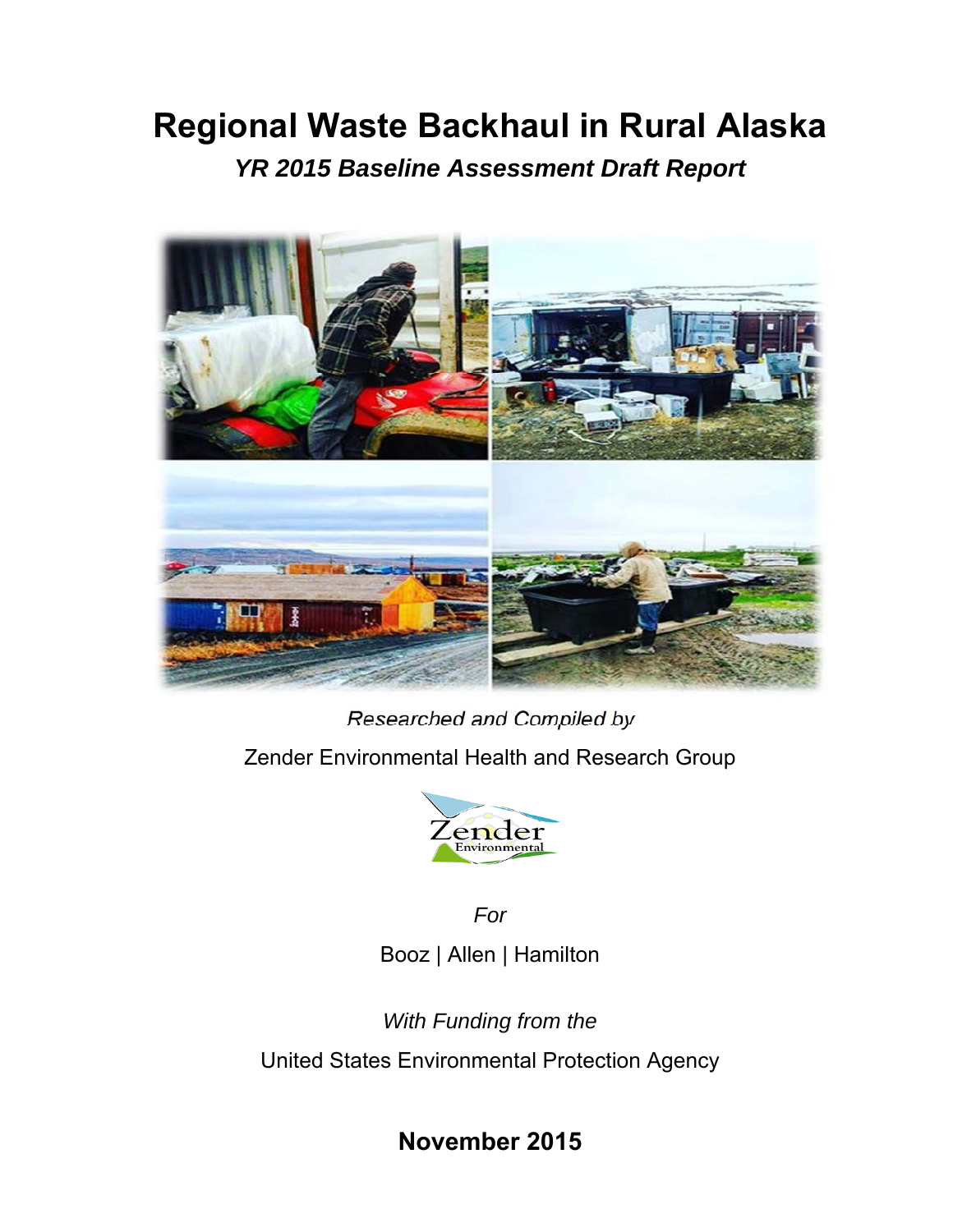# Regional Waste Backhaul in Rural Alaska

## *YR 2015 Baseline Assessment Draft Report*

*Researched and Compiled by*

Zender Environmental Health and Research Group

*For*

Booz | Allen | Hamilton

*With Funding from the*

United States Environmental Protection Agency

**November 2015**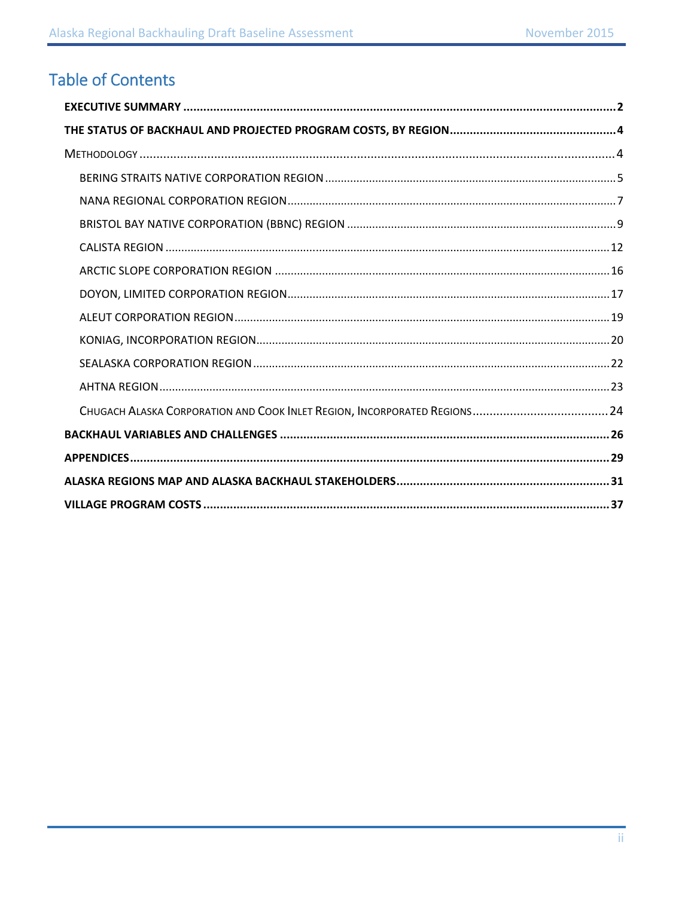# Table of Contents

**EXECUTIVE SUMMARY** .......... 2

**THE STATUS OF BACKHAUL AND PROJECTED PROGRAM COSTS, BY REGION** .......... 4

METHODOLOGY .......... 4

- BERING STRAITS NATIVE CORPORATION REGION .......... 5
- NANA REGIONAL CORPORATION REGION .......... 7
- BRISTOL BAY NATIVE CORPORATION (BBNC) REGION .......... 9
- CALISTA REGION .......... 12
- ARCTIC SLOPE CORPORATION REGION .......... 16
- DOYON, LIMITED CORPORATION REGION .......... 17
- ALEUT CORPORATION REGION .......... 19
- KONIAG, INCORPORATION REGION .......... 20
- SEALASKA CORPORATION REGION .......... 22
- AHTNA REGION .......... 23
- CHUGACH ALASKA CORPORATION AND COOK INLET REGION, INCORPORATED REGIONS .......... 24

**BACKHAUL VARIABLES AND CHALLENGES** .......... 26

**APPENDICES** .......... 29

**ALASKA REGIONS MAP AND ALASKA BACKHAUL STAKEHOLDERS** .......... 31

**VILLAGE PROGRAM COSTS** .......... 37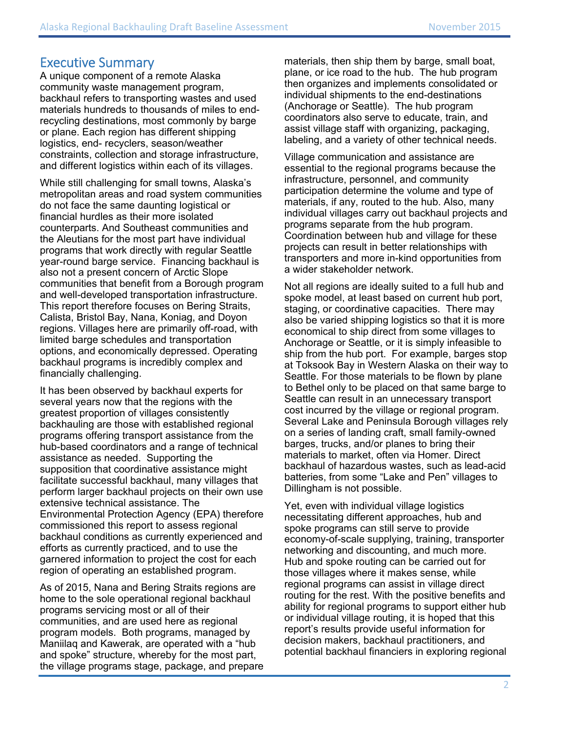## Executive Summary

A unique component of a remote Alaska community waste management program, backhaul refers to transporting wastes and used materials hundreds to thousands of miles to end-recycling destinations, most commonly by barge or plane. Each region has different shipping logistics, end- recyclers, season/weather constraints, collection and storage infrastructure, and different logistics within each of its villages.

While still challenging for small towns, Alaska's metropolitan areas and road system communities do not face the same daunting logistical or financial hurdles as their more isolated counterparts. And Southeast communities and the Aleutians for the most part have individual programs that work directly with regular Seattle year-round barge service. Financing backhaul is also not a present concern of Arctic Slope communities that benefit from a Borough program and well-developed transportation infrastructure. This report therefore focuses on Bering Straits, Calista, Bristol Bay, Nana, Koniag, and Doyon regions. Villages here are primarily off-road, with limited barge schedules and transportation options, and economically depressed. Operating backhaul programs is incredibly complex and financially challenging.

It has been observed by backhaul experts for several years now that the regions with the greatest proportion of villages consistently backhauling are those with established regional programs offering transport assistance from the hub-based coordinators and a range of technical assistance as needed. Supporting the supposition that coordinative assistance might facilitate successful backhaul, many villages that perform larger backhaul projects on their own use extensive technical assistance. The Environmental Protection Agency (EPA) therefore commissioned this report to assess regional backhaul conditions as currently experienced and efforts as currently practiced, and to use the garnered information to project the cost for each region of operating an established program.

As of 2015, Nana and Bering Straits regions are home to the sole operational regional backhaul programs servicing most or all of their communities, and are used here as regional program models. Both programs, managed by Maniilaq and Kawerak, are operated with a "hub and spoke" structure, whereby for the most part, the village programs stage, package, and prepare materials, then ship them by barge, small boat, plane, or ice road to the hub. The hub program then organizes and implements consolidated or individual shipments to the end-destinations (Anchorage or Seattle). The hub program coordinators also serve to educate, train, and assist village staff with organizing, packaging, labeling, and a variety of other technical needs.

Village communication and assistance are essential to the regional programs because the infrastructure, personnel, and community participation determine the volume and type of materials, if any, routed to the hub. Also, many individual villages carry out backhaul projects and programs separate from the hub program. Coordination between hub and village for these projects can result in better relationships with transporters and more in-kind opportunities from a wider stakeholder network.

Not all regions are ideally suited to a full hub and spoke model, at least based on current hub port, staging, or coordinative capacities. There may also be varied shipping logistics so that it is more economical to ship direct from some villages to Anchorage or Seattle, or it is simply infeasible to ship from the hub port. For example, barges stop at Toksook Bay in Western Alaska on their way to Seattle. For those materials to be flown by plane to Bethel only to be placed on that same barge to Seattle can result in an unnecessary transport cost incurred by the village or regional program. Several Lake and Peninsula Borough villages rely on a series of landing craft, small family-owned barges, trucks, and/or planes to bring their materials to market, often via Homer. Direct backhaul of hazardous wastes, such as lead-acid batteries, from some "Lake and Pen" villages to Dillingham is not possible.

Yet, even with individual village logistics necessitating different approaches, hub and spoke programs can still serve to provide economy-of-scale supplying, training, transporter networking and discounting, and much more. Hub and spoke routing can be carried out for those villages where it makes sense, while regional programs can assist in village direct routing for the rest. With the positive benefits and ability for regional programs to support either hub or individual village routing, it is hoped that this report's results provide useful information for decision makers, backhaul practitioners, and potential backhaul financiers in exploring regional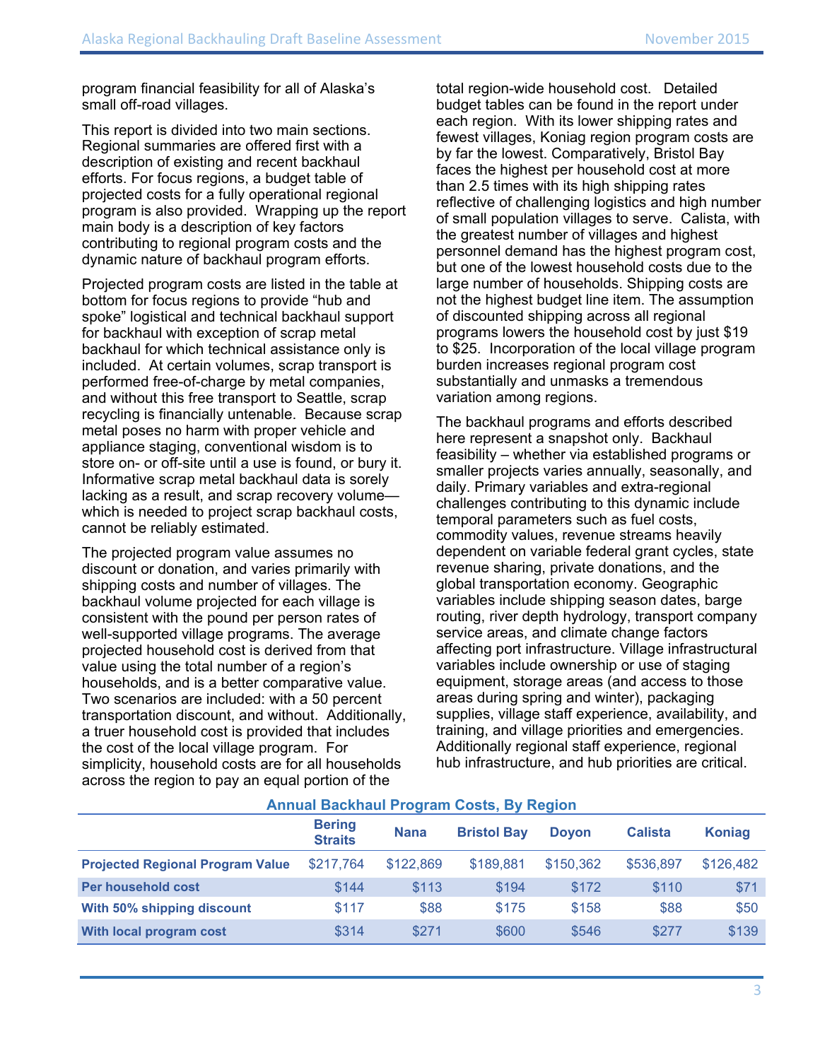program financial feasibility for all of Alaska's small off-road villages.

This report is divided into two main sections. Regional summaries are offered first with a description of existing and recent backhaul efforts. For focus regions, a budget table of projected costs for a fully operational regional program is also provided. Wrapping up the report main body is a description of key factors contributing to regional program costs and the dynamic nature of backhaul program efforts.

Projected program costs are listed in the table at bottom for focus regions to provide "hub and spoke" logistical and technical backhaul support for backhaul with exception of scrap metal backhaul for which technical assistance only is included. At certain volumes, scrap transport is performed free-of-charge by metal companies, and without this free transport to Seattle, scrap recycling is financially untenable. Because scrap metal poses no harm with proper vehicle and appliance staging, conventional wisdom is to store on- or off-site until a use is found, or bury it. Informative scrap metal backhaul data is sorely lacking as a result, and scrap recovery volume—which is needed to project scrap backhaul costs, cannot be reliably estimated.

The projected program value assumes no discount or donation, and varies primarily with shipping costs and number of villages. The backhaul volume projected for each village is consistent with the pound per person rates of well-supported village programs. The average projected household cost is derived from that value using the total number of a region's households, and is a better comparative value. Two scenarios are included: with a 50 percent transportation discount, and without. Additionally, a truer household cost is provided that includes the cost of the local village program. For simplicity, household costs are for all households across the region to pay an equal portion of the total region-wide household cost. Detailed budget tables can be found in the report under each region. With its lower shipping rates and fewest villages, Koniag region program costs are by far the lowest. Comparatively, Bristol Bay faces the highest per household cost at more than 2.5 times with its high shipping rates reflective of challenging logistics and high number of small population villages to serve. Calista, with the greatest number of villages and highest personnel demand has the highest program cost, but one of the lowest household costs due to the large number of households. Shipping costs are not the highest budget line item. The assumption of discounted shipping across all regional programs lowers the household cost by just $19 to $25. Incorporation of the local village program burden increases regional program cost substantially and unmasks a tremendous variation among regions.

The backhaul programs and efforts described here represent a snapshot only. Backhaul feasibility – whether via established programs or smaller projects varies annually, seasonally, and daily. Primary variables and extra-regional challenges contributing to this dynamic include temporal parameters such as fuel costs, commodity values, revenue streams heavily dependent on variable federal grant cycles, state revenue sharing, private donations, and the global transportation economy. Geographic variables include shipping season dates, barge routing, river depth hydrology, transport company service areas, and climate change factors affecting port infrastructure. Village infrastructural variables include ownership or use of staging equipment, storage areas (and access to those areas during spring and winter), packaging supplies, village staff experience, availability, and training, and village priorities and emergencies. Additionally regional staff experience, regional hub infrastructure, and hub priorities are critical.

**Annual Backhaul Program Costs, By Region**

| | Bering Straits | Nana | Bristol Bay | Doyon | Calista | Koniag |
|---|---|---|---|---|---|---|
| **Projected Regional Program Value** | $217,764 | $122,869 | $189,881 | $150,362 | $536,897 | $126,482 |
| **Per household cost** | $144 | $113 | $194 | $172 | $110 | $71 |
| **With 50% shipping discount** | $117 | $88 | $175 | $158 | $88 | $50 |
| **With local program cost** | $314 | $271 | $600 | $546 | $277 | $139 |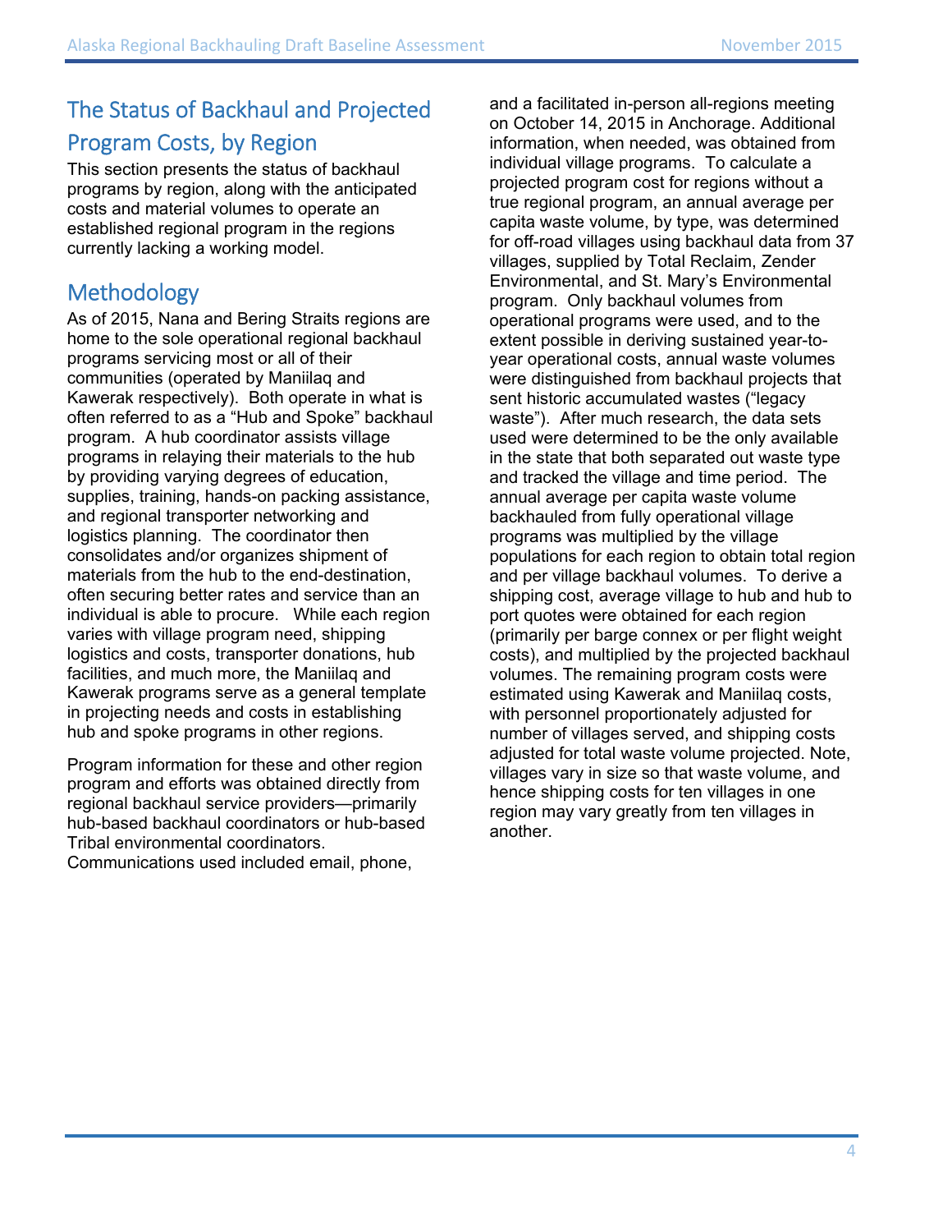# The Status of Backhaul and Projected Program Costs, by Region

This section presents the status of backhaul programs by region, along with the anticipated costs and material volumes to operate an established regional program in the regions currently lacking a working model.

## Methodology

As of 2015, Nana and Bering Straits regions are home to the sole operational regional backhaul programs servicing most or all of their communities (operated by Maniilaq and Kawerak respectively). Both operate in what is often referred to as a "Hub and Spoke" backhaul program. A hub coordinator assists village programs in relaying their materials to the hub by providing varying degrees of education, supplies, training, hands-on packing assistance, and regional transporter networking and logistics planning. The coordinator then consolidates and/or organizes shipment of materials from the hub to the end-destination, often securing better rates and service than an individual is able to procure. While each region varies with village program need, shipping logistics and costs, transporter donations, hub facilities, and much more, the Maniilaq and Kawerak programs serve as a general template in projecting needs and costs in establishing hub and spoke programs in other regions.

Program information for these and other region program and efforts was obtained directly from regional backhaul service providers—primarily hub-based backhaul coordinators or hub-based Tribal environmental coordinators. Communications used included email, phone, and a facilitated in-person all-regions meeting on October 14, 2015 in Anchorage. Additional information, when needed, was obtained from individual village programs. To calculate a projected program cost for regions without a true regional program, an annual average per capita waste volume, by type, was determined for off-road villages using backhaul data from 37 villages, supplied by Total Reclaim, Zender Environmental, and St. Mary's Environmental program. Only backhaul volumes from operational programs were used, and to the extent possible in deriving sustained year-to-year operational costs, annual waste volumes were distinguished from backhaul projects that sent historic accumulated wastes ("legacy waste"). After much research, the data sets used were determined to be the only available in the state that both separated out waste type and tracked the village and time period. The annual average per capita waste volume backhauled from fully operational village programs was multiplied by the village populations for each region to obtain total region and per village backhaul volumes. To derive a shipping cost, average village to hub and hub to port quotes were obtained for each region (primarily per barge connex or per flight weight costs), and multiplied by the projected backhaul volumes. The remaining program costs were estimated using Kawerak and Maniilaq costs, with personnel proportionately adjusted for number of villages served, and shipping costs adjusted for total waste volume projected. Note, villages vary in size so that waste volume, and hence shipping costs for ten villages in one region may vary greatly from ten villages in another.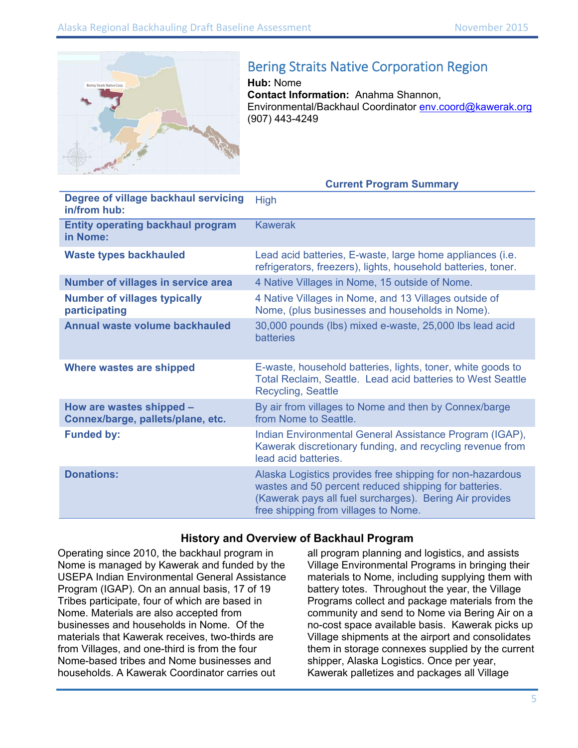## Bering Straits Native Corporation Region

**Hub:** Nome
**Contact Information:** Anahma Shannon, Environmental/Backhaul Coordinator env.coord@kawerak.org (907) 443-4249

**Current Program Summary**

| | |
|---|---|
| **Degree of village backhaul servicing in/from hub:** | High |
| **Entity operating backhaul program in Nome:** | Kawerak |
| **Waste types backhauled** | Lead acid batteries, E-waste, large home appliances (i.e. refrigerators, freezers), lights, household batteries, toner. |
| **Number of villages in service area** | 4 Native Villages in Nome, 15 outside of Nome. |
| **Number of villages typically participating** | 4 Native Villages in Nome, and 13 Villages outside of Nome, (plus businesses and households in Nome). |
| **Annual waste volume backhauled** | 30,000 pounds (lbs) mixed e-waste, 25,000 lbs lead acid batteries |
| **Where wastes are shipped** | E-waste, household batteries, lights, toner, white goods to Total Reclaim, Seattle. Lead acid batteries to West Seattle Recycling, Seattle |
| **How are wastes shipped – Connex/barge, pallets/plane, etc.** | By air from villages to Nome and then by Connex/barge from Nome to Seattle. |
| **Funded by:** | Indian Environmental General Assistance Program (IGAP), Kawerak discretionary funding, and recycling revenue from lead acid batteries. |
| **Donations:** | Alaska Logistics provides free shipping for non-hazardous wastes and 50 percent reduced shipping for batteries. (Kawerak pays all fuel surcharges). Bering Air provides free shipping from villages to Nome. |

### History and Overview of Backhaul Program

Operating since 2010, the backhaul program in Nome is managed by Kawerak and funded by the USEPA Indian Environmental General Assistance Program (IGAP). On an annual basis, 17 of 19 Tribes participate, four of which are based in Nome. Materials are also accepted from businesses and households in Nome. Of the materials that Kawerak receives, two-thirds are from Villages, and one-third is from the four Nome-based tribes and Nome businesses and households. A Kawerak Coordinator carries out all program planning and logistics, and assists Village Environmental Programs in bringing their materials to Nome, including supplying them with battery totes. Throughout the year, the Village Programs collect and package materials from the community and send to Nome via Bering Air on a no-cost space available basis. Kawerak picks up Village shipments at the airport and consolidates them in storage connexes supplied by the current shipper, Alaska Logistics. Once per year, Kawerak palletizes and packages all Village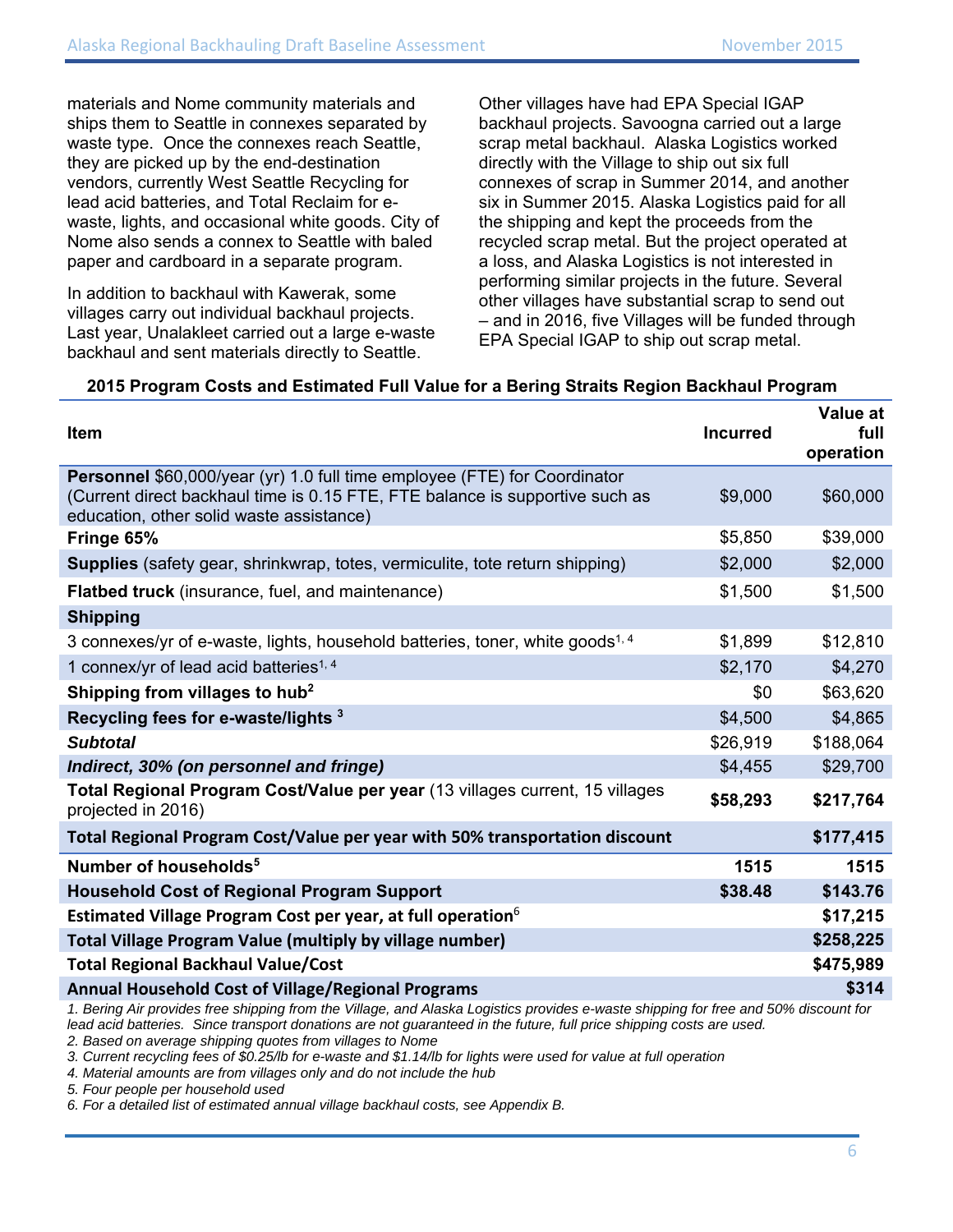materials and Nome community materials and ships them to Seattle in connexes separated by waste type. Once the connexes reach Seattle, they are picked up by the end-destination vendors, currently West Seattle Recycling for lead acid batteries, and Total Reclaim for e-waste, lights, and occasional white goods. City of Nome also sends a connex to Seattle with baled paper and cardboard in a separate program.

In addition to backhaul with Kawerak, some villages carry out individual backhaul projects. Last year, Unalakleet carried out a large e-waste backhaul and sent materials directly to Seattle.

Other villages have had EPA Special IGAP backhaul projects. Savoogna carried out a large scrap metal backhaul. Alaska Logistics worked directly with the Village to ship out six full connexes of scrap in Summer 2014, and another six in Summer 2015. Alaska Logistics paid for all the shipping and kept the proceeds from the recycled scrap metal. But the project operated at a loss, and Alaska Logistics is not interested in performing similar projects in the future. Several other villages have substantial scrap to send out – and in 2016, five Villages will be funded through EPA Special IGAP to ship out scrap metal.

**2015 Program Costs and Estimated Full Value for a Bering Straits Region Backhaul Program**

| Item | Incurred | Value at full operation |
|---|---|---|
| **Personnel** $60,000/year (yr) 1.0 full time employee (FTE) for Coordinator (Current direct backhaul time is 0.15 FTE, FTE balance is supportive such as education, other solid waste assistance) | $9,000 | $60,000 |
| **Fringe 65%** | $5,850 | $39,000 |
| **Supplies** (safety gear, shrinkwrap, totes, vermiculite, tote return shipping) | $2,000 | $2,000 |
| **Flatbed truck** (insurance, fuel, and maintenance) | $1,500 | $1,500 |
| **Shipping** | | |
| 3 connexes/yr of e-waste, lights, household batteries, toner, white goods[1, 4] | $1,899 | $12,810 |
| 1 connex/yr of lead acid batteries[1, 4] | $2,170 | $4,270 |
| **Shipping from villages to hub**[2] | $0 | $63,620 |
| **Recycling fees for e-waste/lights** [3] | $4,500 | $4,865 |
| ***Subtotal*** | $26,919 | $188,064 |
| ***Indirect, 30% (on personnel and fringe)*** | $4,455 | $29,700 |
| **Total Regional Program Cost/Value per year** (13 villages current, 15 villages projected in 2016) | **$58,293** | **$217,764** |
| **Total Regional Program Cost/Value per year with 50% transportation discount** | | **$177,415** |
| **Number of households**[5] | **1515** | **1515** |
| **Household Cost of Regional Program Support** | **$38.48** | **$143.76** |
| **Estimated Village Program Cost per year, at full operation**[6] | | **$17,215** |
| **Total Village Program Value (multiply by village number)** | | **$258,225** |
| **Total Regional Backhaul Value/Cost** | | **$475,989** |
| **Annual Household Cost of Village/Regional Programs** | | **$314** |

*1. Bering Air provides free shipping from the Village, and Alaska Logistics provides e-waste shipping for free and 50% discount for lead acid batteries. Since transport donations are not guaranteed in the future, full price shipping costs are used.*
*2. Based on average shipping quotes from villages to Nome*
*3. Current recycling fees of $0.25/lb for e-waste and $1.14/lb for lights were used for value at full operation*
*4. Material amounts are from villages only and do not include the hub*
*5. Four people per household used*
*6. For a detailed list of estimated annual village backhaul costs, see Appendix B.*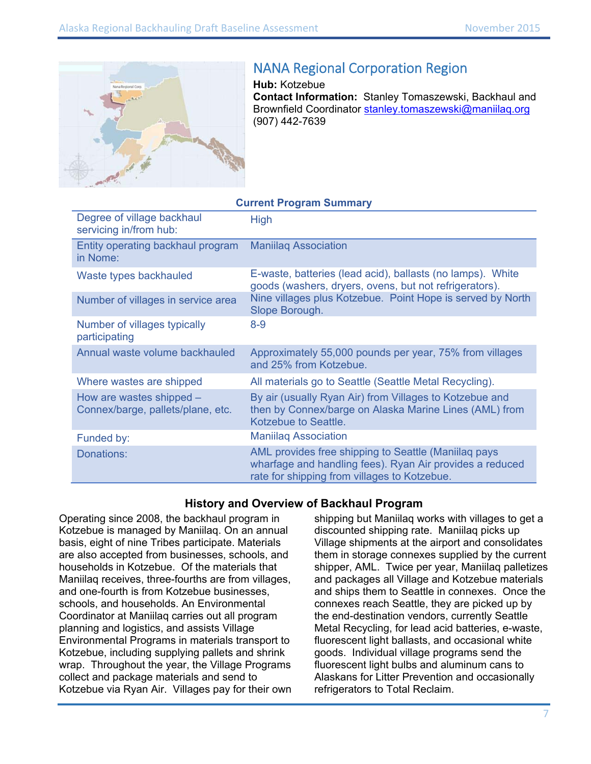## NANA Regional Corporation Region

**Hub:** Kotzebue
**Contact Information:** Stanley Tomaszewski, Backhaul and Brownfield Coordinator stanley.tomaszewski@maniilaq.org (907) 442-7639

**Current Program Summary**

| | |
|---|---|
| Degree of village backhaul servicing in/from hub: | High |
| Entity operating backhaul program in Nome: | Maniilaq Association |
| Waste types backhauled | E-waste, batteries (lead acid), ballasts (no lamps). White goods (washers, dryers, ovens, but not refrigerators). |
| Number of villages in service area | Nine villages plus Kotzebue. Point Hope is served by North Slope Borough. |
| Number of villages typically participating | 8-9 |
| Annual waste volume backhauled | Approximately 55,000 pounds per year, 75% from villages and 25% from Kotzebue. |
| Where wastes are shipped | All materials go to Seattle (Seattle Metal Recycling). |
| How are wastes shipped – Connex/barge, pallets/plane, etc. | By air (usually Ryan Air) from Villages to Kotzebue and then by Connex/barge on Alaska Marine Lines (AML) from Kotzebue to Seattle. |
| Funded by: | Maniilaq Association |
| Donations: | AML provides free shipping to Seattle (Maniilaq pays wharfage and handling fees). Ryan Air provides a reduced rate for shipping from villages to Kotzebue. |

### History and Overview of Backhaul Program

Operating since 2008, the backhaul program in Kotzebue is managed by Maniilaq. On an annual basis, eight of nine Tribes participate. Materials are also accepted from businesses, schools, and households in Kotzebue. Of the materials that Maniilaq receives, three-fourths are from villages, and one-fourth is from Kotzebue businesses, schools, and households. An Environmental Coordinator at Maniilaq carries out all program planning and logistics, and assists Village Environmental Programs in materials transport to Kotzebue, including supplying pallets and shrink wrap. Throughout the year, the Village Programs collect and package materials and send to Kotzebue via Ryan Air. Villages pay for their own shipping but Maniilaq works with villages to get a discounted shipping rate. Maniilaq picks up Village shipments at the airport and consolidates them in storage connexes supplied by the current shipper, AML. Twice per year, Maniilaq palletizes and packages all Village and Kotzebue materials and ships them to Seattle in connexes. Once the connexes reach Seattle, they are picked up by the end-destination vendors, currently Seattle Metal Recycling, for lead acid batteries, e-waste, fluorescent light ballasts, and occasional white goods. Individual village programs send the fluorescent light bulbs and aluminum cans to Alaskans for Litter Prevention and occasionally refrigerators to Total Reclaim.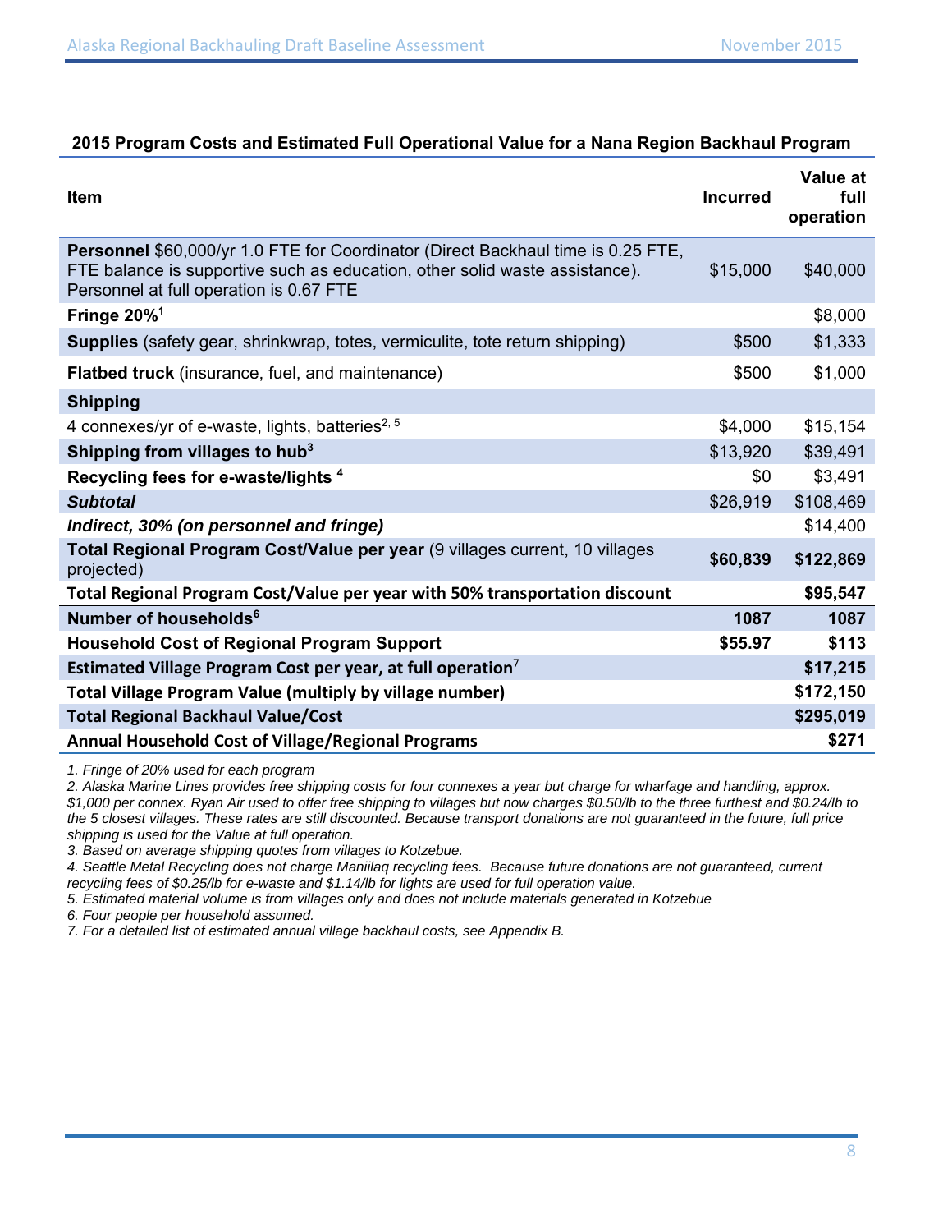**2015 Program Costs and Estimated Full Operational Value for a Nana Region Backhaul Program**

| Item | Incurred | Value at full operation |
|---|---|---|
| **Personnel** $60,000/yr 1.0 FTE for Coordinator (Direct Backhaul time is 0.25 FTE, FTE balance is supportive such as education, other solid waste assistance). Personnel at full operation is 0.67 FTE | $15,000 | $40,000 |
| **Fringe 20%**[1] | | $8,000 |
| **Supplies** (safety gear, shrinkwrap, totes, vermiculite, tote return shipping) | $500 | $1,333 |
| **Flatbed truck** (insurance, fuel, and maintenance) | $500 | $1,000 |
| **Shipping** | | |
| 4 connexes/yr of e-waste, lights, batteries[2, 5] | $4,000 | $15,154 |
| **Shipping from villages to hub**[3] | $13,920 | $39,491 |
| **Recycling fees for e-waste/lights** [4] | $0 | $3,491 |
| ***Subtotal*** | $26,919 | $108,469 |
| ***Indirect, 30% (on personnel and fringe)*** | | $14,400 |
| **Total Regional Program Cost/Value per year** (9 villages current, 10 villages projected) | **$60,839** | **$122,869** |
| **Total Regional Program Cost/Value per year with 50% transportation discount** | | **$95,547** |
| **Number of households**[6] | **1087** | **1087** |
| **Household Cost of Regional Program Support** | **$55.97** | **$113** |
| **Estimated Village Program Cost per year, at full operation**[7] | | **$17,215** |
| **Total Village Program Value (multiply by village number)** | | **$172,150** |
| **Total Regional Backhaul Value/Cost** | | **$295,019** |
| **Annual Household Cost of Village/Regional Programs** | | **$271** |

*1. Fringe of 20% used for each program*
*2. Alaska Marine Lines provides free shipping costs for four connexes a year but charge for wharfage and handling, approx. $1,000 per connex. Ryan Air used to offer free shipping to villages but now charges $0.50/lb to the three furthest and $0.24/lb to the 5 closest villages. These rates are still discounted. Because transport donations are not guaranteed in the future, full price shipping is used for the Value at full operation.*
*3. Based on average shipping quotes from villages to Kotzebue.*
*4. Seattle Metal Recycling does not charge Maniilaq recycling fees. Because future donations are not guaranteed, current recycling fees of $0.25/lb for e-waste and $1.14/lb for lights are used for full operation value.*
*5. Estimated material volume is from villages only and does not include materials generated in Kotzebue*
*6. Four people per household assumed.*
*7. For a detailed list of estimated annual village backhaul costs, see Appendix B.*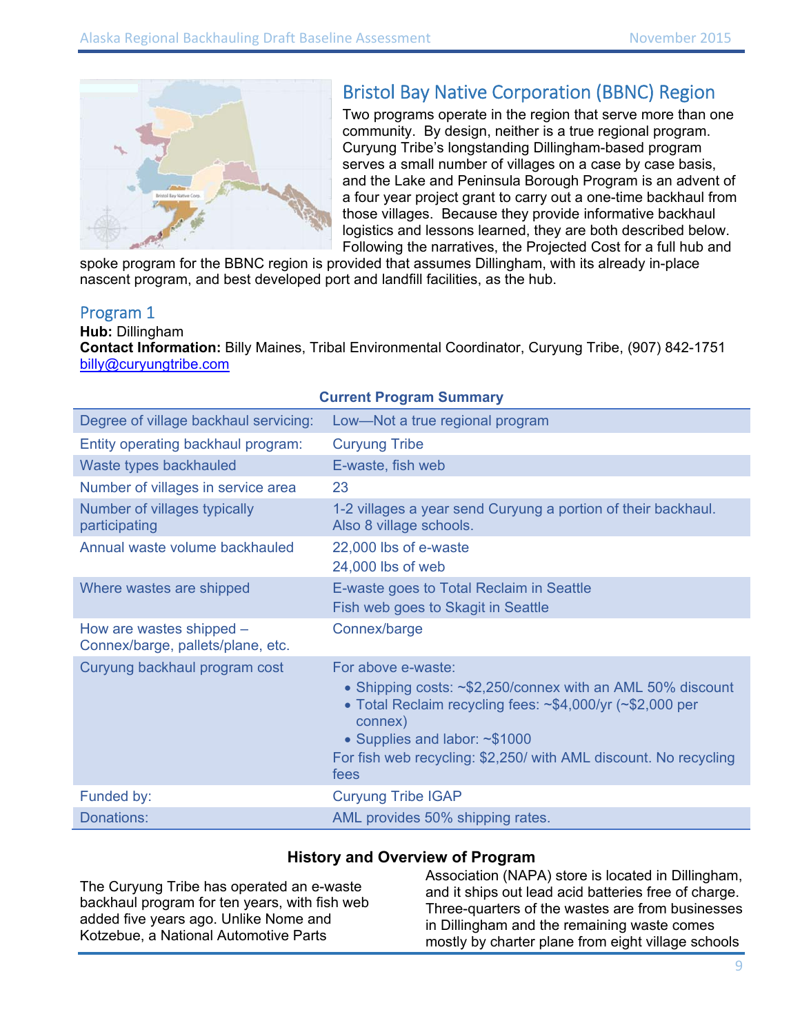## Bristol Bay Native Corporation (BBNC) Region

Two programs operate in the region that serve more than one community. By design, neither is a true regional program. Curyung Tribe's longstanding Dillingham-based program serves a small number of villages on a case by case basis, and the Lake and Peninsula Borough Program is an advent of a four year project grant to carry out a one-time backhaul from those villages. Because they provide informative backhaul logistics and lessons learned, they are both described below. Following the narratives, the Projected Cost for a full hub and spoke program for the BBNC region is provided that assumes Dillingham, with its already in-place nascent program, and best developed port and landfill facilities, as the hub.

### Program 1

**Hub:** Dillingham
**Contact Information:** Billy Maines, Tribal Environmental Coordinator, Curyung Tribe, (907) 842-1751 billy@curyungtribe.com

**Current Program Summary**

| | |
|---|---|
| Degree of village backhaul servicing: | Low—Not a true regional program |
| Entity operating backhaul program: | Curyung Tribe |
| Waste types backhauled | E-waste, fish web |
| Number of villages in service area | 23 |
| Number of villages typically participating | 1-2 villages a year send Curyung a portion of their backhaul. Also 8 village schools. |
| Annual waste volume backhauled | 22,000 lbs of e-waste<br>24,000 lbs of web |
| Where wastes are shipped | E-waste goes to Total Reclaim in Seattle<br>Fish web goes to Skagit in Seattle |
| How are wastes shipped – Connex/barge, pallets/plane, etc. | Connex/barge |
| Curyung backhaul program cost | For above e-waste:<br>• Shipping costs: ~$2,250/connex with an AML 50% discount<br>• Total Reclaim recycling fees: ~$4,000/yr (~$2,000 per connex)<br>• Supplies and labor: ~$1000<br>For fish web recycling: $2,250/ with AML discount. No recycling fees |
| Funded by: | Curyung Tribe IGAP |
| Donations: | AML provides 50% shipping rates. |

**History and Overview of Program**

The Curyung Tribe has operated an e-waste backhaul program for ten years, with fish web added five years ago. Unlike Nome and Kotzebue, a National Automotive Parts Association (NAPA) store is located in Dillingham, and it ships out lead acid batteries free of charge. Three-quarters of the wastes are from businesses in Dillingham and the remaining waste comes mostly by charter plane from eight village schools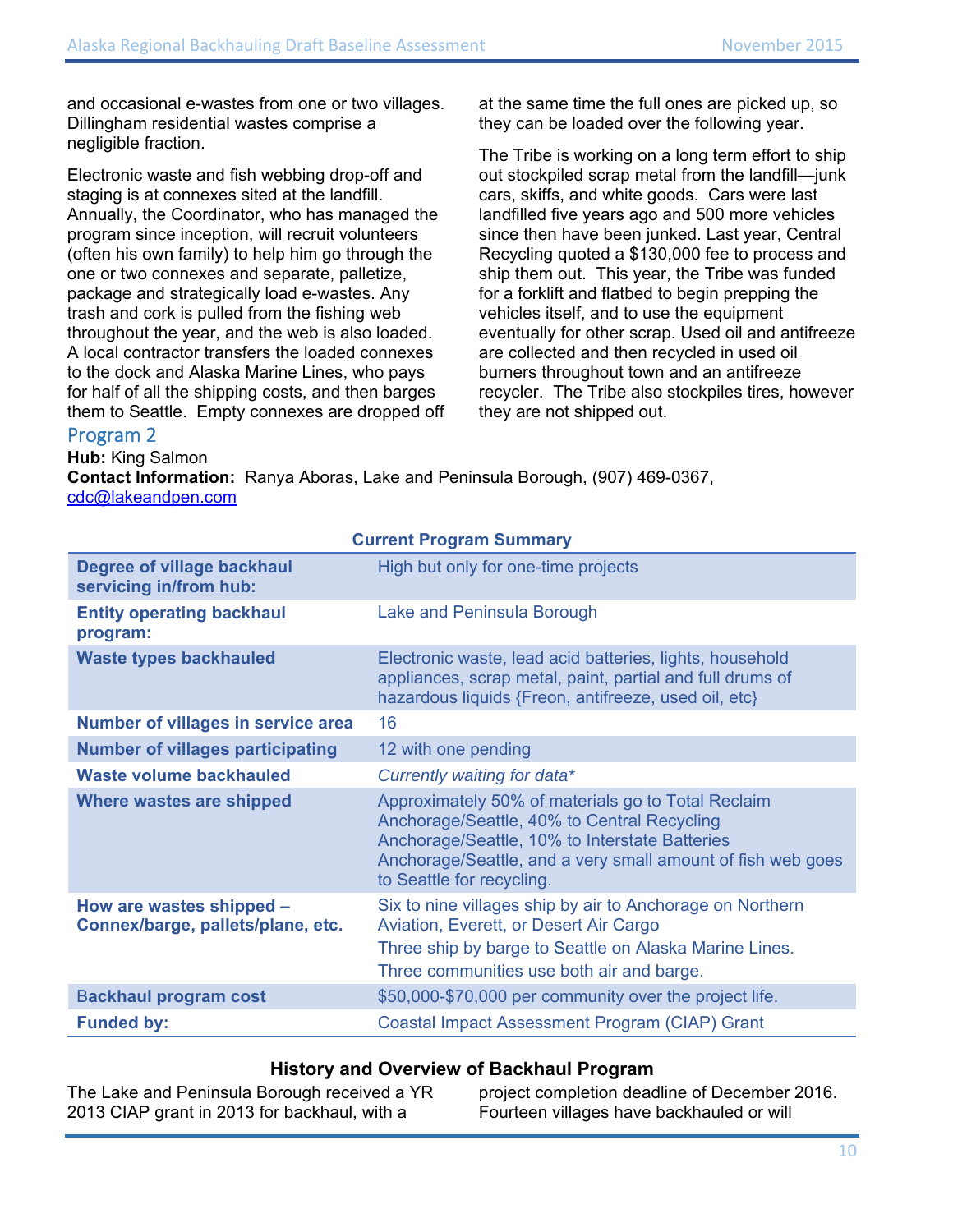and occasional e-wastes from one or two villages. Dillingham residential wastes comprise a negligible fraction.

Electronic waste and fish webbing drop-off and staging is at connexes sited at the landfill. Annually, the Coordinator, who has managed the program since inception, will recruit volunteers (often his own family) to help him go through the one or two connexes and separate, palletize, package and strategically load e-wastes. Any trash and cork is pulled from the fishing web throughout the year, and the web is also loaded. A local contractor transfers the loaded connexes to the dock and Alaska Marine Lines, who pays for half of all the shipping costs, and then barges them to Seattle. Empty connexes are dropped off at the same time the full ones are picked up, so they can be loaded over the following year.

The Tribe is working on a long term effort to ship out stockpiled scrap metal from the landfill—junk cars, skiffs, and white goods. Cars were last landfilled five years ago and 500 more vehicles since then have been junked. Last year, Central Recycling quoted a $130,000 fee to process and ship them out. This year, the Tribe was funded for a forklift and flatbed to begin prepping the vehicles itself, and to use the equipment eventually for other scrap. Used oil and antifreeze are collected and then recycled in used oil burners throughout town and an antifreeze recycler. The Tribe also stockpiles tires, however they are not shipped out.

## Program 2

**Hub:** King Salmon
**Contact Information:** Ranya Aboras, Lake and Peninsula Borough, (907) 469-0367, cdc@lakeandpen.com

**Current Program Summary**

| | |
|---|---|
| **Degree of village backhaul servicing in/from hub:** | High but only for one-time projects |
| **Entity operating backhaul program:** | Lake and Peninsula Borough |
| **Waste types backhauled** | Electronic waste, lead acid batteries, lights, household appliances, scrap metal, paint, partial and full drums of hazardous liquids {Freon, antifreeze, used oil, etc} |
| **Number of villages in service area** | 16 |
| **Number of villages participating** | 12 with one pending |
| **Waste volume backhauled** | *Currently waiting for data** |
| **Where wastes are shipped** | Approximately 50% of materials go to Total Reclaim Anchorage/Seattle, 40% to Central Recycling Anchorage/Seattle, 10% to Interstate Batteries Anchorage/Seattle, and a very small amount of fish web goes to Seattle for recycling. |
| **How are wastes shipped – Connex/barge, pallets/plane, etc.** | Six to nine villages ship by air to Anchorage on Northern Aviation, Everett, or Desert Air Cargo<br>Three ship by barge to Seattle on Alaska Marine Lines.<br>Three communities use both air and barge. |
| **Backhaul program cost** | $50,000-$70,000 per community over the project life. |
| **Funded by:** | Coastal Impact Assessment Program (CIAP) Grant |

### History and Overview of Backhaul Program

The Lake and Peninsula Borough received a YR 2013 CIAP grant in 2013 for backhaul, with a project completion deadline of December 2016. Fourteen villages have backhauled or will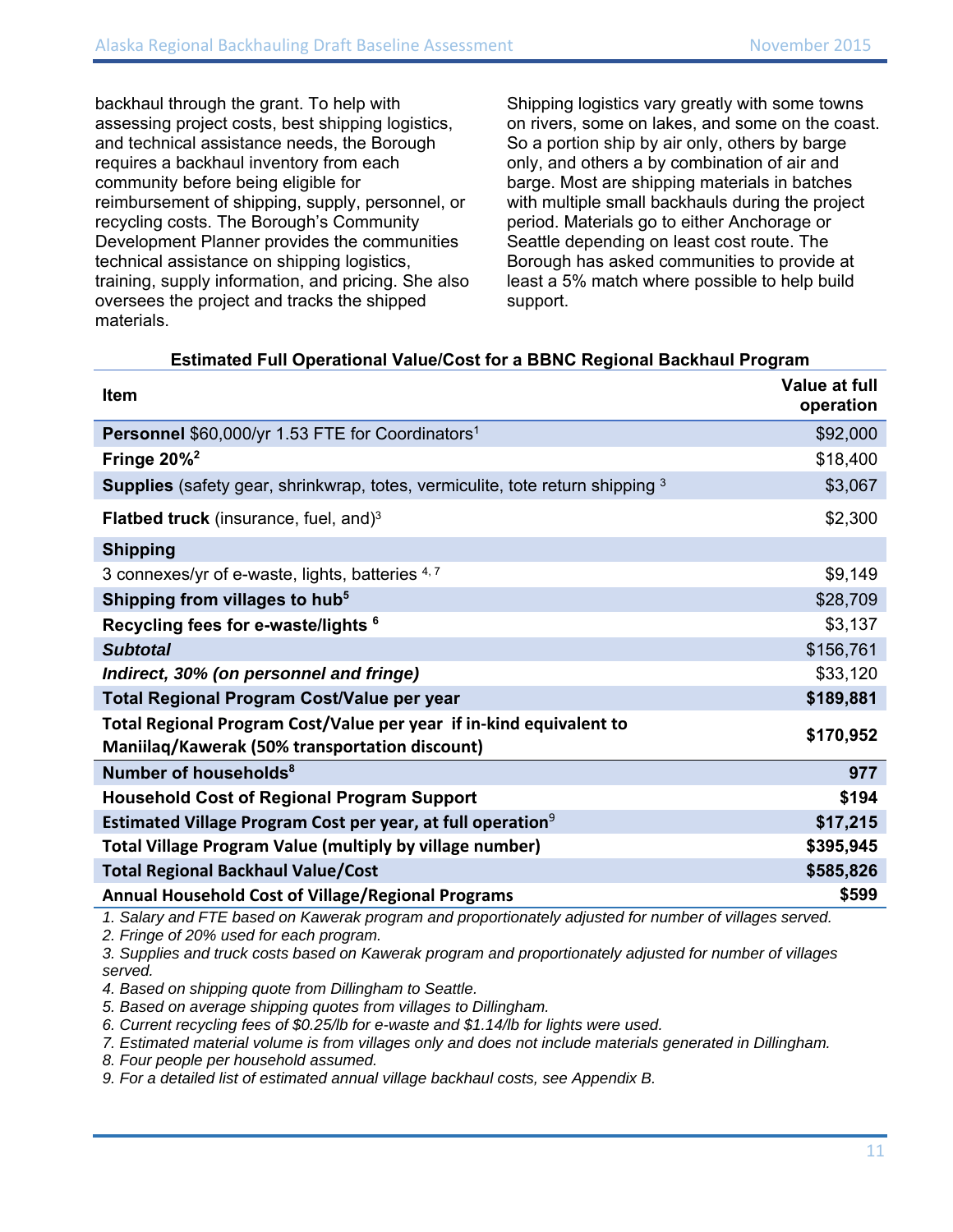backhaul through the grant. To help with assessing project costs, best shipping logistics, and technical assistance needs, the Borough requires a backhaul inventory from each community before being eligible for reimbursement of shipping, supply, personnel, or recycling costs. The Borough's Community Development Planner provides the communities technical assistance on shipping logistics, training, supply information, and pricing. She also oversees the project and tracks the shipped materials.

Shipping logistics vary greatly with some towns on rivers, some on lakes, and some on the coast. So a portion ship by air only, others by barge only, and others a by combination of air and barge. Most are shipping materials in batches with multiple small backhauls during the project period. Materials go to either Anchorage or Seattle depending on least cost route. The Borough has asked communities to provide at least a 5% match where possible to help build support.

**Estimated Full Operational Value/Cost for a BBNC Regional Backhaul Program**

| Item | Value at full operation |
|---|---|
| **Personnel** $60,000/yr 1.53 FTE for Coordinators[1] | $92,000 |
| **Fringe 20%**[2] | $18,400 |
| **Supplies** (safety gear, shrinkwrap, totes, vermiculite, tote return shipping [3] | $3,067 |
| **Flatbed truck** (insurance, fuel, and)[3] | $2,300 |
| **Shipping** | |
| 3 connexes/yr of e-waste, lights, batteries [4, 7] | $9,149 |
| **Shipping from villages to hub**[5] | $28,709 |
| **Recycling fees for e-waste/lights** [6] | $3,137 |
| ***Subtotal*** | $156,761 |
| ***Indirect, 30% (on personnel and fringe)*** | $33,120 |
| **Total Regional Program Cost/Value per year** | **$189,881** |
| **Total Regional Program Cost/Value per year if in-kind equivalent to Maniilaq/Kawerak (50% transportation discount)** | **$170,952** |
| **Number of households**[8] | **977** |
| **Household Cost of Regional Program Support** | **$194** |
| **Estimated Village Program Cost per year, at full operation**[9] | **$17,215** |
| **Total Village Program Value (multiply by village number)** | **$395,945** |
| **Total Regional Backhaul Value/Cost** | **$585,826** |
| **Annual Household Cost of Village/Regional Programs** | **$599** |

*1. Salary and FTE based on Kawerak program and proportionately adjusted for number of villages served.*
*2. Fringe of 20% used for each program.*
*3. Supplies and truck costs based on Kawerak program and proportionately adjusted for number of villages served.*
*4. Based on shipping quote from Dillingham to Seattle.*
*5. Based on average shipping quotes from villages to Dillingham.*
*6. Current recycling fees of $0.25/lb for e-waste and $1.14/lb for lights were used.*
*7. Estimated material volume is from villages only and does not include materials generated in Dillingham.*
*8. Four people per household assumed.*
*9. For a detailed list of estimated annual village backhaul costs, see Appendix B.*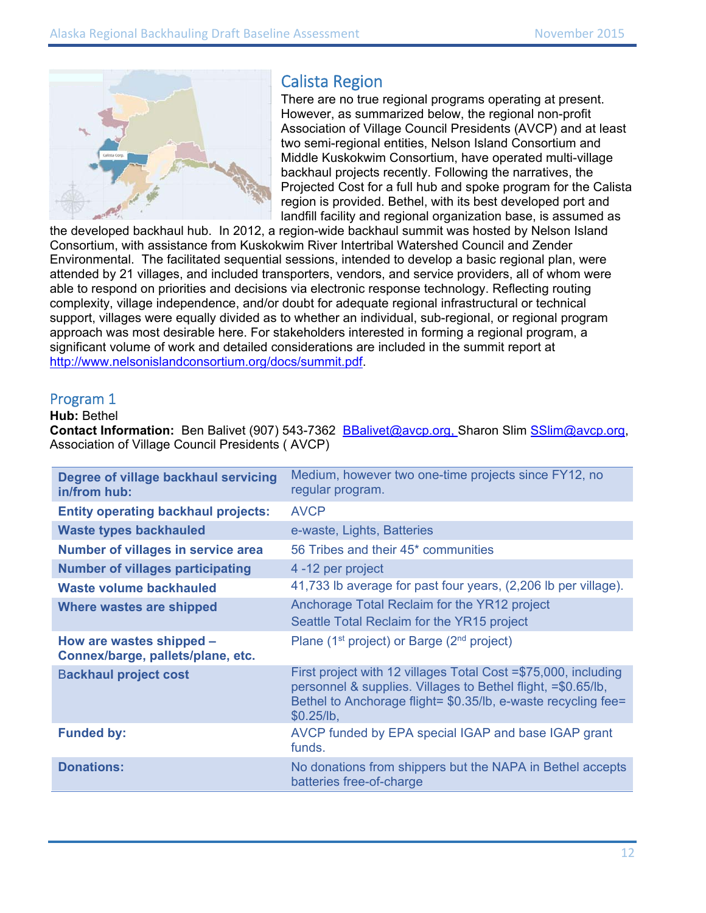## Calista Region

There are no true regional programs operating at present. However, as summarized below, the regional non-profit Association of Village Council Presidents (AVCP) and at least two semi-regional entities, Nelson Island Consortium and Middle Kuskokwim Consortium, have operated multi-village backhaul projects recently. Following the narratives, the Projected Cost for a full hub and spoke program for the Calista region is provided. Bethel, with its best developed port and landfill facility and regional organization base, is assumed as the developed backhaul hub. In 2012, a region-wide backhaul summit was hosted by Nelson Island Consortium, with assistance from Kuskokwim River Intertribal Watershed Council and Zender Environmental. The facilitated sequential sessions, intended to develop a basic regional plan, were attended by 21 villages, and included transporters, vendors, and service providers, all of whom were able to respond on priorities and decisions via electronic response technology. Reflecting routing complexity, village independence, and/or doubt for adequate regional infrastructural or technical support, villages were equally divided as to whether an individual, sub-regional, or regional program approach was most desirable here. For stakeholders interested in forming a regional program, a significant volume of work and detailed considerations are included in the summit report at http://www.nelsonislandconsortium.org/docs/summit.pdf.

### Program 1

**Hub:** Bethel
**Contact Information:** Ben Balivet (907) 543-7362 BBalivet@avcp.org, Sharon Slim SSlim@avcp.org, Association of Village Council Presidents ( AVCP)

| | |
|---|---|
| **Degree of village backhaul servicing in/from hub:** | Medium, however two one-time projects since FY12, no regular program. |
| **Entity operating backhaul projects:** | AVCP |
| **Waste types backhauled** | e-waste, Lights, Batteries |
| **Number of villages in service area** | 56 Tribes and their 45* communities |
| **Number of villages participating** | 4 -12 per project |
| **Waste volume backhauled** | 41,733 lb average for past four years, (2,206 lb per village). |
| **Where wastes are shipped** | Anchorage Total Reclaim for the YR12 project<br>Seattle Total Reclaim for the YR15 project |
| **How are wastes shipped – Connex/barge, pallets/plane, etc.** | Plane (1st project) or Barge (2nd project) |
| **Backhaul project cost** | First project with 12 villages Total Cost =$75,000, including personnel & supplies. Villages to Bethel flight, =$0.65/lb, Bethel to Anchorage flight= $0.35/lb, e-waste recycling fee= $0.25/lb, |
| **Funded by:** | AVCP funded by EPA special IGAP and base IGAP grant funds. |
| **Donations:** | No donations from shippers but the NAPA in Bethel accepts batteries free-of-charge |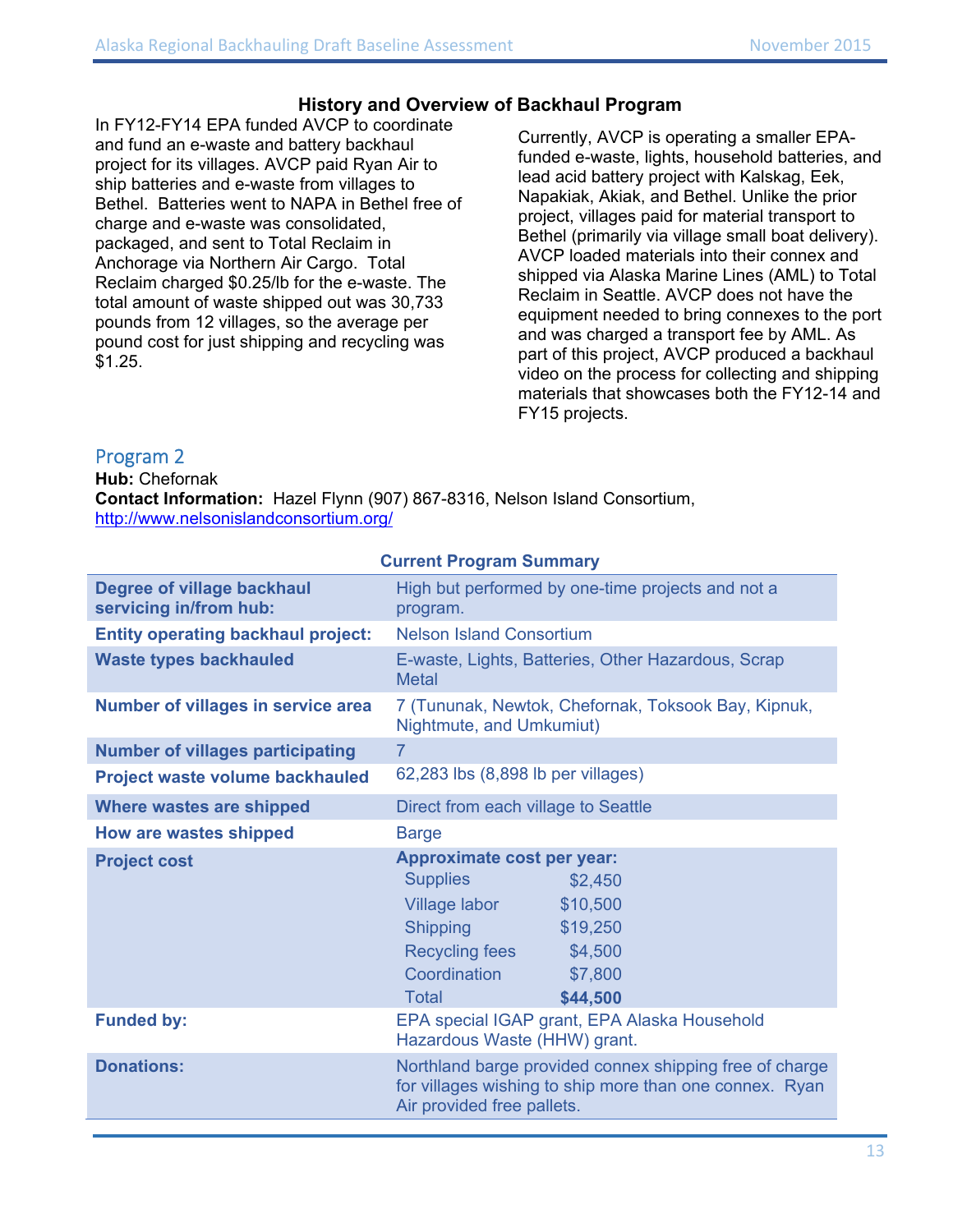### History and Overview of Backhaul Program

In FY12-FY14 EPA funded AVCP to coordinate and fund an e-waste and battery backhaul project for its villages. AVCP paid Ryan Air to ship batteries and e-waste from villages to Bethel. Batteries went to NAPA in Bethel free of charge and e-waste was consolidated, packaged, and sent to Total Reclaim in Anchorage via Northern Air Cargo. Total Reclaim charged $0.25/lb for the e-waste. The total amount of waste shipped out was 30,733 pounds from 12 villages, so the average per pound cost for just shipping and recycling was $1.25.

Currently, AVCP is operating a smaller EPA-funded e-waste, lights, household batteries, and lead acid battery project with Kalskag, Eek, Napakiak, Akiak, and Bethel. Unlike the prior project, villages paid for material transport to Bethel (primarily via village small boat delivery). AVCP loaded materials into their connex and shipped via Alaska Marine Lines (AML) to Total Reclaim in Seattle. AVCP does not have the equipment needed to bring connexes to the port and was charged a transport fee by AML. As part of this project, AVCP produced a backhaul video on the process for collecting and shipping materials that showcases both the FY12-14 and FY15 projects.

## Program 2

**Hub:** Chefornak
**Contact Information:** Hazel Flynn (907) 867-8316, Nelson Island Consortium, http://www.nelsonislandconsortium.org/

**Current Program Summary**

| | |
|---|---|
| **Degree of village backhaul servicing in/from hub:** | High but performed by one-time projects and not a program. |
| **Entity operating backhaul project:** | Nelson Island Consortium |
| **Waste types backhauled** | E-waste, Lights, Batteries, Other Hazardous, Scrap Metal |
| **Number of villages in service area** | 7 (Tununak, Newtok, Chefornak, Toksook Bay, Kipnuk, Nightmute, and Umkumiut) |
| **Number of villages participating** | 7 |
| **Project waste volume backhauled** | 62,283 lbs (8,898 lb per villages) |
| **Where wastes are shipped** | Direct from each village to Seattle |
| **How are wastes shipped** | Barge |
| **Project cost** | **Approximate cost per year:**<br>Supplies $2,450<br>Village labor $10,500<br>Shipping $19,250<br>Recycling fees $4,500<br>Coordination $7,800<br>Total **$44,500** |
| **Funded by:** | EPA special IGAP grant, EPA Alaska Household Hazardous Waste (HHW) grant. |
| **Donations:** | Northland barge provided connex shipping free of charge for villages wishing to ship more than one connex. Ryan Air provided free pallets. |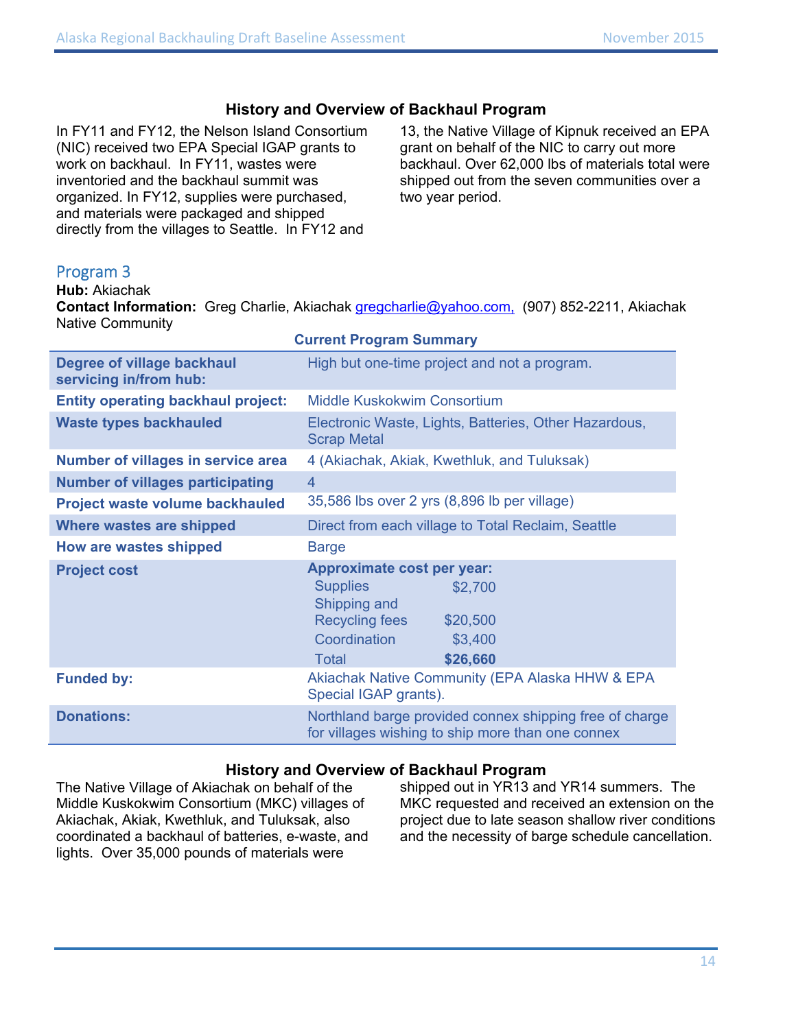### History and Overview of Backhaul Program

In FY11 and FY12, the Nelson Island Consortium (NIC) received two EPA Special IGAP grants to work on backhaul. In FY11, wastes were inventoried and the backhaul summit was organized. In FY12, supplies were purchased, and materials were packaged and shipped directly from the villages to Seattle. In FY12 and 13, the Native Village of Kipnuk received an EPA grant on behalf of the NIC to carry out more backhaul. Over 62,000 lbs of materials total were shipped out from the seven communities over a two year period.

## Program 3

**Hub:** Akiachak

**Contact Information:** Greg Charlie, Akiachak gregcharlie@yahoo.com, (907) 852-2211, Akiachak Native Community

**Current Program Summary**

| | |
|---|---|
| **Degree of village backhaul servicing in/from hub:** | High but one-time project and not a program. |
| **Entity operating backhaul project:** | Middle Kuskokwim Consortium |
| **Waste types backhauled** | Electronic Waste, Lights, Batteries, Other Hazardous, Scrap Metal |
| **Number of villages in service area** | 4 (Akiachak, Akiak, Kwethluk, and Tuluksak) |
| **Number of villages participating** | 4 |
| **Project waste volume backhauled** | 35,586 lbs over 2 yrs (8,896 lb per village) |
| **Where wastes are shipped** | Direct from each village to Total Reclaim, Seattle |
| **How are wastes shipped** | Barge |
| **Project cost** | **Approximate cost per year:**<br>Supplies $2,700<br>Shipping and Recycling fees $20,500<br>Coordination $3,400<br>Total **$26,660** |
| **Funded by:** | Akiachak Native Community (EPA Alaska HHW & EPA Special IGAP grants). |
| **Donations:** | Northland barge provided connex shipping free of charge for villages wishing to ship more than one connex |

### History and Overview of Backhaul Program

The Native Village of Akiachak on behalf of the Middle Kuskokwim Consortium (MKC) villages of Akiachak, Akiak, Kwethluk, and Tuluksak, also coordinated a backhaul of batteries, e-waste, and lights. Over 35,000 pounds of materials were shipped out in YR13 and YR14 summers. The MKC requested and received an extension on the project due to late season shallow river conditions and the necessity of barge schedule cancellation.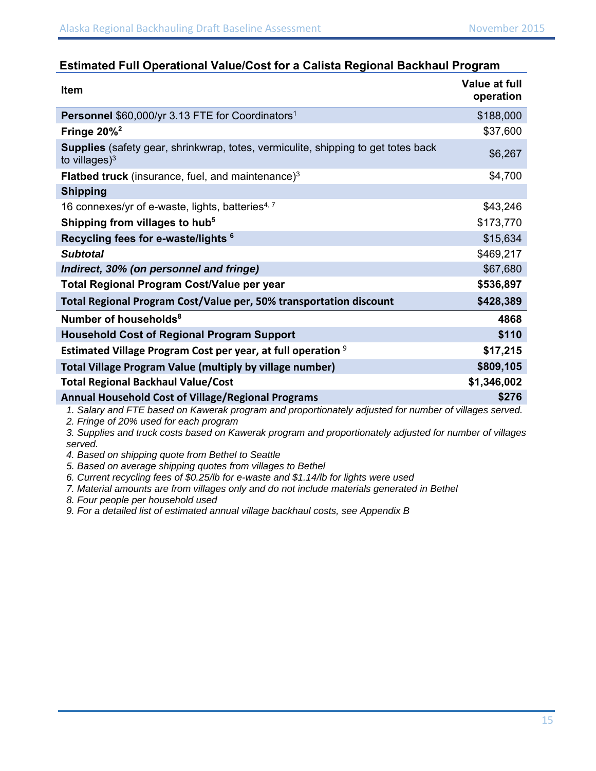### Estimated Full Operational Value/Cost for a Calista Regional Backhaul Program

| Item | Value at full operation |
|---|---|
| **Personnel** $60,000/yr 3.13 FTE for Coordinators[1] | $188,000 |
| **Fringe 20%**[2] | $37,600 |
| **Supplies** (safety gear, shrinkwrap, totes, vermiculite, shipping to get totes back to villages)[3] | $6,267 |
| **Flatbed truck** (insurance, fuel, and maintenance)[3] | $4,700 |
| **Shipping** | |
| 16 connexes/yr of e-waste, lights, batteries[4, 7] | $43,246 |
| **Shipping from villages to hub**[5] | $173,770 |
| **Recycling fees for e-waste/lights** [6] | $15,634 |
| ***Subtotal*** | $469,217 |
| ***Indirect, 30% (on personnel and fringe)*** | $67,680 |
| **Total Regional Program Cost/Value per year** | **$536,897** |
| **Total Regional Program Cost/Value per, 50% transportation discount** | **$428,389** |
| **Number of households**[8] | **4868** |
| **Household Cost of Regional Program Support** | **$110** |
| **Estimated Village Program Cost per year, at full operation** [9] | **$17,215** |
| **Total Village Program Value (multiply by village number)** | **$809,105** |
| **Total Regional Backhaul Value/Cost** | **$1,346,002** |
| **Annual Household Cost of Village/Regional Programs** | **$276** |

*1. Salary and FTE based on Kawerak program and proportionately adjusted for number of villages served.*
*2. Fringe of 20% used for each program*
*3. Supplies and truck costs based on Kawerak program and proportionately adjusted for number of villages served.*
*4. Based on shipping quote from Bethel to Seattle*
*5. Based on average shipping quotes from villages to Bethel*
*6. Current recycling fees of $0.25/lb for e-waste and $1.14/lb for lights were used*
*7. Material amounts are from villages only and do not include materials generated in Bethel*
*8. Four people per household used*
*9. For a detailed list of estimated annual village backhaul costs, see Appendix B*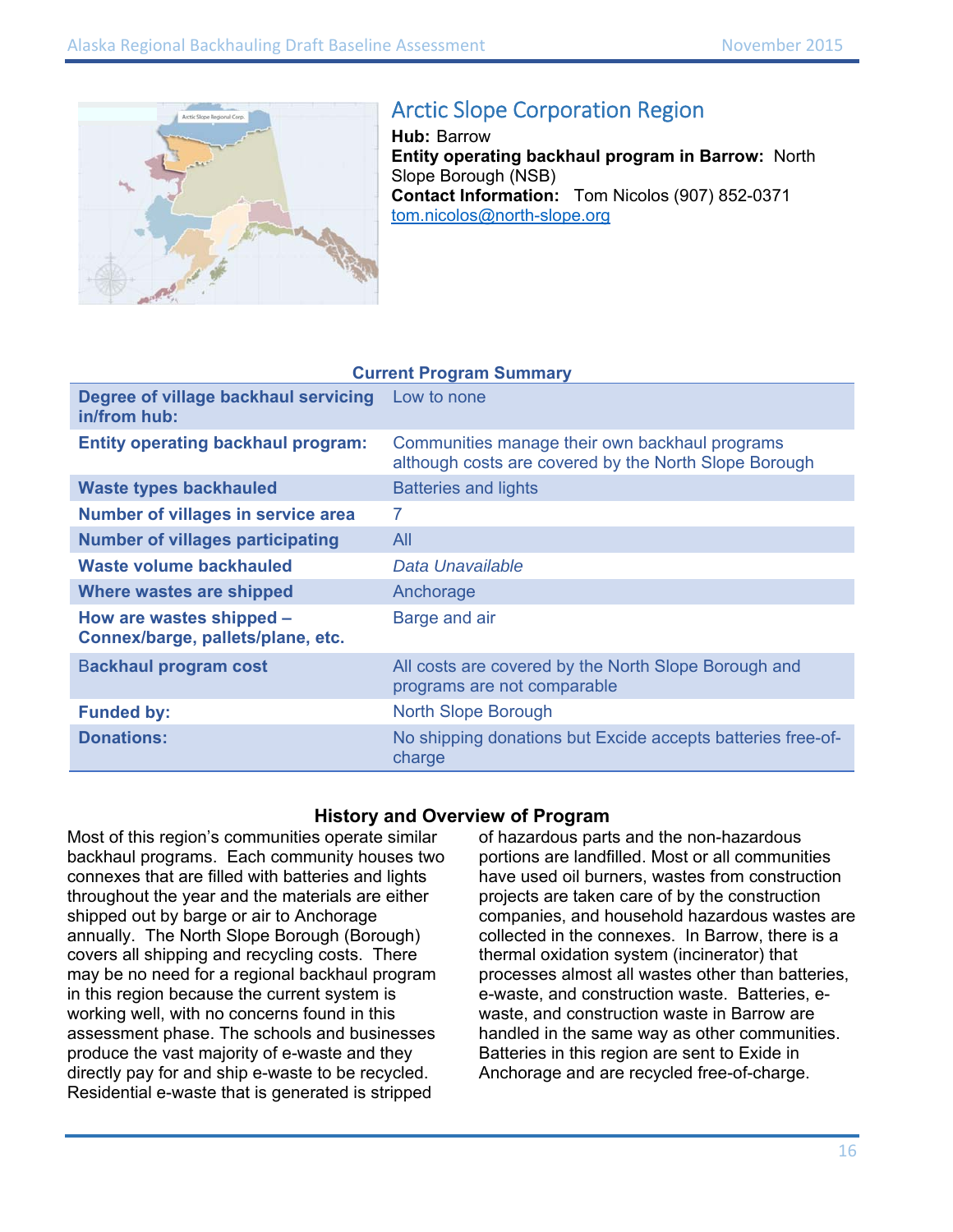## Arctic Slope Corporation Region

**Hub:** Barrow
**Entity operating backhaul program in Barrow:** North Slope Borough (NSB)
**Contact Information:** Tom Nicolos (907) 852-0371
tom.nicolos@north-slope.org

### Current Program Summary

| | |
|---|---|
| **Degree of village backhaul servicing in/from hub:** | Low to none |
| **Entity operating backhaul program:** | Communities manage their own backhaul programs although costs are covered by the North Slope Borough |
| **Waste types backhauled** | Batteries and lights |
| **Number of villages in service area** | 7 |
| **Number of villages participating** | All |
| **Waste volume backhauled** | *Data Unavailable* |
| **Where wastes are shipped** | Anchorage |
| **How are wastes shipped – Connex/barge, pallets/plane, etc.** | Barge and air |
| **Backhaul program cost** | All costs are covered by the North Slope Borough and programs are not comparable |
| **Funded by:** | North Slope Borough |
| **Donations:** | No shipping donations but Excide accepts batteries free-of-charge |

### History and Overview of Program

Most of this region's communities operate similar backhaul programs. Each community houses two connexes that are filled with batteries and lights throughout the year and the materials are either shipped out by barge or air to Anchorage annually. The North Slope Borough (Borough) covers all shipping and recycling costs. There may be no need for a regional backhaul program in this region because the current system is working well, with no concerns found in this assessment phase. The schools and businesses produce the vast majority of e-waste and they directly pay for and ship e-waste to be recycled. Residential e-waste that is generated is stripped of hazardous parts and the non-hazardous portions are landfilled. Most or all communities have used oil burners, wastes from construction projects are taken care of by the construction companies, and household hazardous wastes are collected in the connexes. In Barrow, there is a thermal oxidation system (incinerator) that processes almost all wastes other than batteries, e-waste, and construction waste. Batteries, e-waste, and construction waste in Barrow are handled in the same way as other communities. Batteries in this region are sent to Exide in Anchorage and are recycled free-of-charge.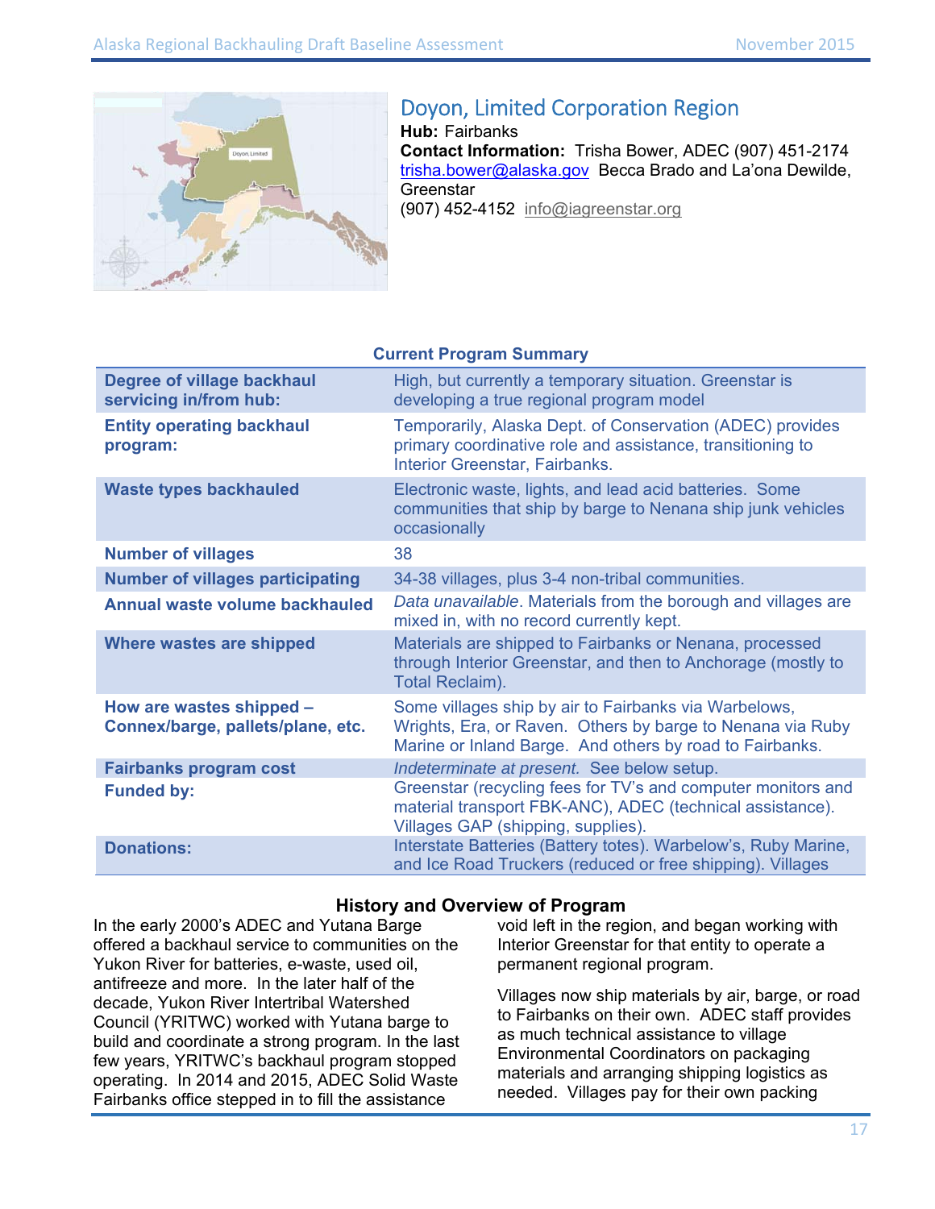## Doyon, Limited Corporation Region

**Hub:** Fairbanks
**Contact Information:** Trisha Bower, ADEC (907) 451-2174 trisha.bower@alaska.gov Becca Brado and La'ona Dewilde, Greenstar
(907) 452-4152 info@iagreenstar.org

**Current Program Summary**

| | |
|---|---|
| **Degree of village backhaul servicing in/from hub:** | High, but currently a temporary situation. Greenstar is developing a true regional program model |
| **Entity operating backhaul program:** | Temporarily, Alaska Dept. of Conservation (ADEC) provides primary coordinative role and assistance, transitioning to Interior Greenstar, Fairbanks. |
| **Waste types backhauled** | Electronic waste, lights, and lead acid batteries. Some communities that ship by barge to Nenana ship junk vehicles occasionally |
| **Number of villages** | 38 |
| **Number of villages participating** | 34-38 villages, plus 3-4 non-tribal communities. |
| **Annual waste volume backhauled** | *Data unavailable*. Materials from the borough and villages are mixed in, with no record currently kept. |
| **Where wastes are shipped** | Materials are shipped to Fairbanks or Nenana, processed through Interior Greenstar, and then to Anchorage (mostly to Total Reclaim). |
| **How are wastes shipped – Connex/barge, pallets/plane, etc.** | Some villages ship by air to Fairbanks via Warbelows, Wrights, Era, or Raven. Others by barge to Nenana via Ruby Marine or Inland Barge. And others by road to Fairbanks. |
| **Fairbanks program cost** | *Indeterminate at present.* See below setup. |
| **Funded by:** | Greenstar (recycling fees for TV's and computer monitors and material transport FBK-ANC), ADEC (technical assistance). Villages GAP (shipping, supplies). |
| **Donations:** | Interstate Batteries (Battery totes). Warbelow's, Ruby Marine, and Ice Road Truckers (reduced or free shipping). Villages |

### History and Overview of Program

In the early 2000's ADEC and Yutana Barge offered a backhaul service to communities on the Yukon River for batteries, e-waste, used oil, antifreeze and more. In the later half of the decade, Yukon River Intertribal Watershed Council (YRITWC) worked with Yutana barge to build and coordinate a strong program. In the last few years, YRITWC's backhaul program stopped operating. In 2014 and 2015, ADEC Solid Waste Fairbanks office stepped in to fill the assistance void left in the region, and began working with Interior Greenstar for that entity to operate a permanent regional program.

Villages now ship materials by air, barge, or road to Fairbanks on their own. ADEC staff provides as much technical assistance to village Environmental Coordinators on packaging materials and arranging shipping logistics as needed. Villages pay for their own packing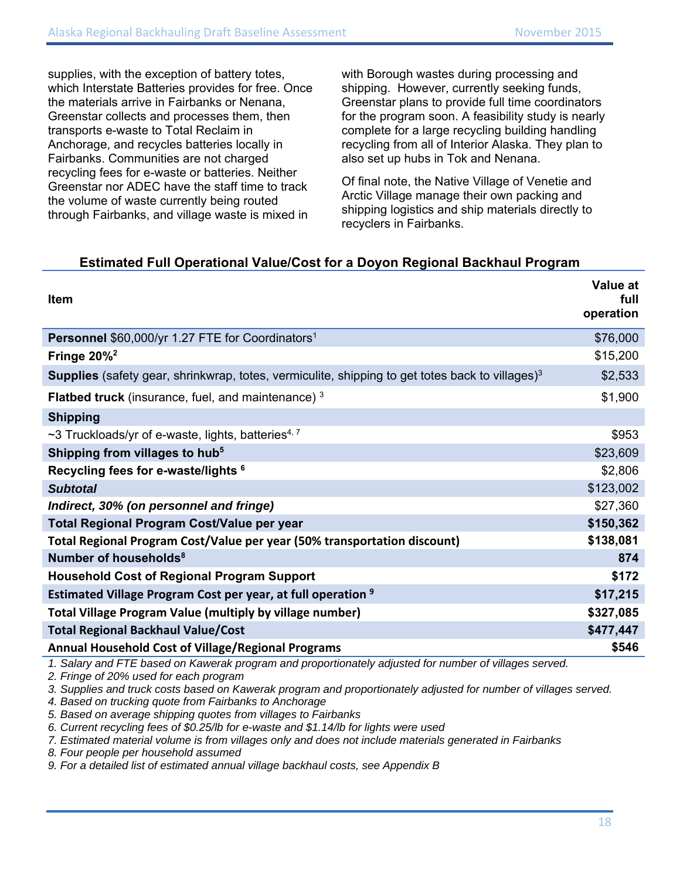supplies, with the exception of battery totes, which Interstate Batteries provides for free. Once the materials arrive in Fairbanks or Nenana, Greenstar collects and processes them, then transports e-waste to Total Reclaim in Anchorage, and recycles batteries locally in Fairbanks. Communities are not charged recycling fees for e-waste or batteries. Neither Greenstar nor ADEC have the staff time to track the volume of waste currently being routed through Fairbanks, and village waste is mixed in with Borough wastes during processing and shipping. However, currently seeking funds, Greenstar plans to provide full time coordinators for the program soon. A feasibility study is nearly complete for a large recycling building handling recycling from all of Interior Alaska. They plan to also set up hubs in Tok and Nenana.

Of final note, the Native Village of Venetie and Arctic Village manage their own packing and shipping logistics and ship materials directly to recyclers in Fairbanks.

**Estimated Full Operational Value/Cost for a Doyon Regional Backhaul Program**

| Item | Value at full operation |
|---|---|
| **Personnel** $60,000/yr 1.27 FTE for Coordinators[1] | $76,000 |
| **Fringe 20%**[2] | $15,200 |
| **Supplies** (safety gear, shrinkwrap, totes, vermiculite, shipping to get totes back to villages)[3] | $2,533 |
| **Flatbed truck** (insurance, fuel, and maintenance) [3] | $1,900 |
| **Shipping** | |
| ~3 Truckloads/yr of e-waste, lights, batteries[4, 7] | $953 |
| **Shipping from villages to hub**[5] | $23,609 |
| **Recycling fees for e-waste/lights** [6] | $2,806 |
| ***Subtotal*** | $123,002 |
| ***Indirect, 30% (on personnel and fringe)*** | $27,360 |
| **Total Regional Program Cost/Value per year** | **$150,362** |
| **Total Regional Program Cost/Value per year (50% transportation discount)** | **$138,081** |
| **Number of households**[8] | **874** |
| **Household Cost of Regional Program Support** | **$172** |
| **Estimated Village Program Cost per year, at full operation** [9] | **$17,215** |
| **Total Village Program Value (multiply by village number)** | **$327,085** |
| **Total Regional Backhaul Value/Cost** | **$477,447** |
| **Annual Household Cost of Village/Regional Programs** | **$546** |

*1. Salary and FTE based on Kawerak program and proportionately adjusted for number of villages served.*
*2. Fringe of 20% used for each program*
*3. Supplies and truck costs based on Kawerak program and proportionately adjusted for number of villages served.*
*4. Based on trucking quote from Fairbanks to Anchorage*
*5. Based on average shipping quotes from villages to Fairbanks*
*6. Current recycling fees of $0.25/lb for e-waste and $1.14/lb for lights were used*
*7. Estimated material volume is from villages only and does not include materials generated in Fairbanks*
*8. Four people per household assumed*
*9. For a detailed list of estimated annual village backhaul costs, see Appendix B*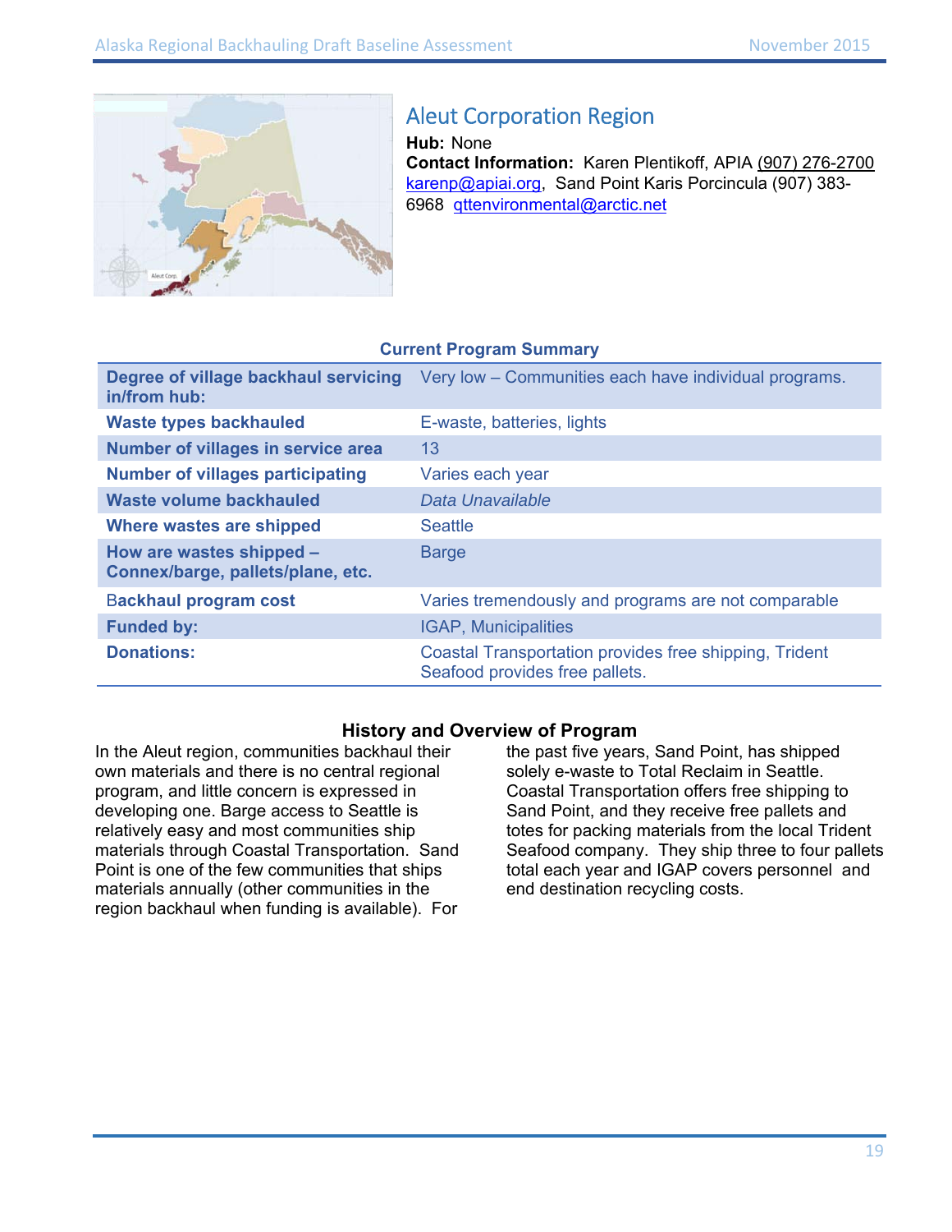## Aleut Corporation Region

**Hub:** None

**Contact Information:** Karen Plentikoff, APIA (907) 276-2700 karenp@apiai.org, Sand Point Karis Porcincula (907) 383-6968 qttenvironmental@arctic.net

### Current Program Summary

| | |
|---|---|
| **Degree of village backhaul servicing in/from hub:** | Very low – Communities each have individual programs. |
| **Waste types backhauled** | E-waste, batteries, lights |
| **Number of villages in service area** | 13 |
| **Number of villages participating** | Varies each year |
| **Waste volume backhauled** | *Data Unavailable* |
| **Where wastes are shipped** | Seattle |
| **How are wastes shipped – Connex/barge, pallets/plane, etc.** | Barge |
| **Backhaul program cost** | Varies tremendously and programs are not comparable |
| **Funded by:** | IGAP, Municipalities |
| **Donations:** | Coastal Transportation provides free shipping, Trident Seafood provides free pallets. |

### History and Overview of Program

In the Aleut region, communities backhaul their own materials and there is no central regional program, and little concern is expressed in developing one. Barge access to Seattle is relatively easy and most communities ship materials through Coastal Transportation. Sand Point is one of the few communities that ships materials annually (other communities in the region backhaul when funding is available). For the past five years, Sand Point, has shipped solely e-waste to Total Reclaim in Seattle. Coastal Transportation offers free shipping to Sand Point, and they receive free pallets and totes for packing materials from the local Trident Seafood company. They ship three to four pallets total each year and IGAP covers personnel and end destination recycling costs.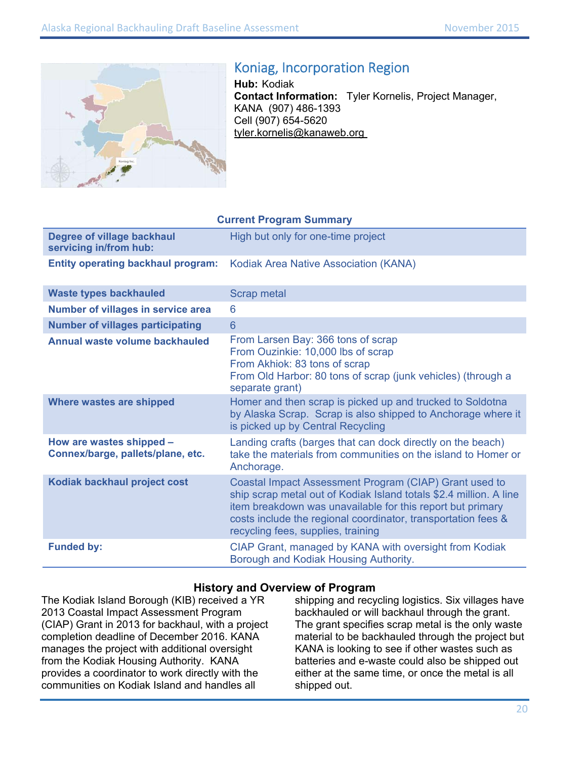## Koniag, Incorporation Region

**Hub:** Kodiak
**Contact Information:** Tyler Kornelis, Project Manager, KANA (907) 486-1393
Cell (907) 654-5620
tyler.kornelis@kanaweb.org

**Current Program Summary**

| | |
|---|---|
| **Degree of village backhaul servicing in/from hub:** | High but only for one-time project |
| **Entity operating backhaul program:** | Kodiak Area Native Association (KANA) |
| **Waste types backhauled** | Scrap metal |
| **Number of villages in service area** | 6 |
| **Number of villages participating** | 6 |
| **Annual waste volume backhauled** | From Larsen Bay: 366 tons of scrap<br>From Ouzinkie: 10,000 lbs of scrap<br>From Akhiok: 83 tons of scrap<br>From Old Harbor: 80 tons of scrap (junk vehicles) (through a separate grant) |
| **Where wastes are shipped** | Homer and then scrap is picked up and trucked to Soldotna by Alaska Scrap. Scrap is also shipped to Anchorage where it is picked up by Central Recycling |
| **How are wastes shipped – Connex/barge, pallets/plane, etc.** | Landing crafts (barges that can dock directly on the beach) take the materials from communities on the island to Homer or Anchorage. |
| **Kodiak backhaul project cost** | Coastal Impact Assessment Program (CIAP) Grant used to ship scrap metal out of Kodiak Island totals $2.4 million. A line item breakdown was unavailable for this report but primary costs include the regional coordinator, transportation fees & recycling fees, supplies, training |
| **Funded by:** | CIAP Grant, managed by KANA with oversight from Kodiak Borough and Kodiak Housing Authority. |

### History and Overview of Program

The Kodiak Island Borough (KIB) received a YR 2013 Coastal Impact Assessment Program (CIAP) Grant in 2013 for backhaul, with a project completion deadline of December 2016. KANA manages the project with additional oversight from the Kodiak Housing Authority. KANA provides a coordinator to work directly with the communities on Kodiak Island and handles all shipping and recycling logistics. Six villages have backhauled or will backhaul through the grant. The grant specifies scrap metal is the only waste material to be backhauled through the project but KANA is looking to see if other wastes such as batteries and e-waste could also be shipped out either at the same time, or once the metal is all shipped out.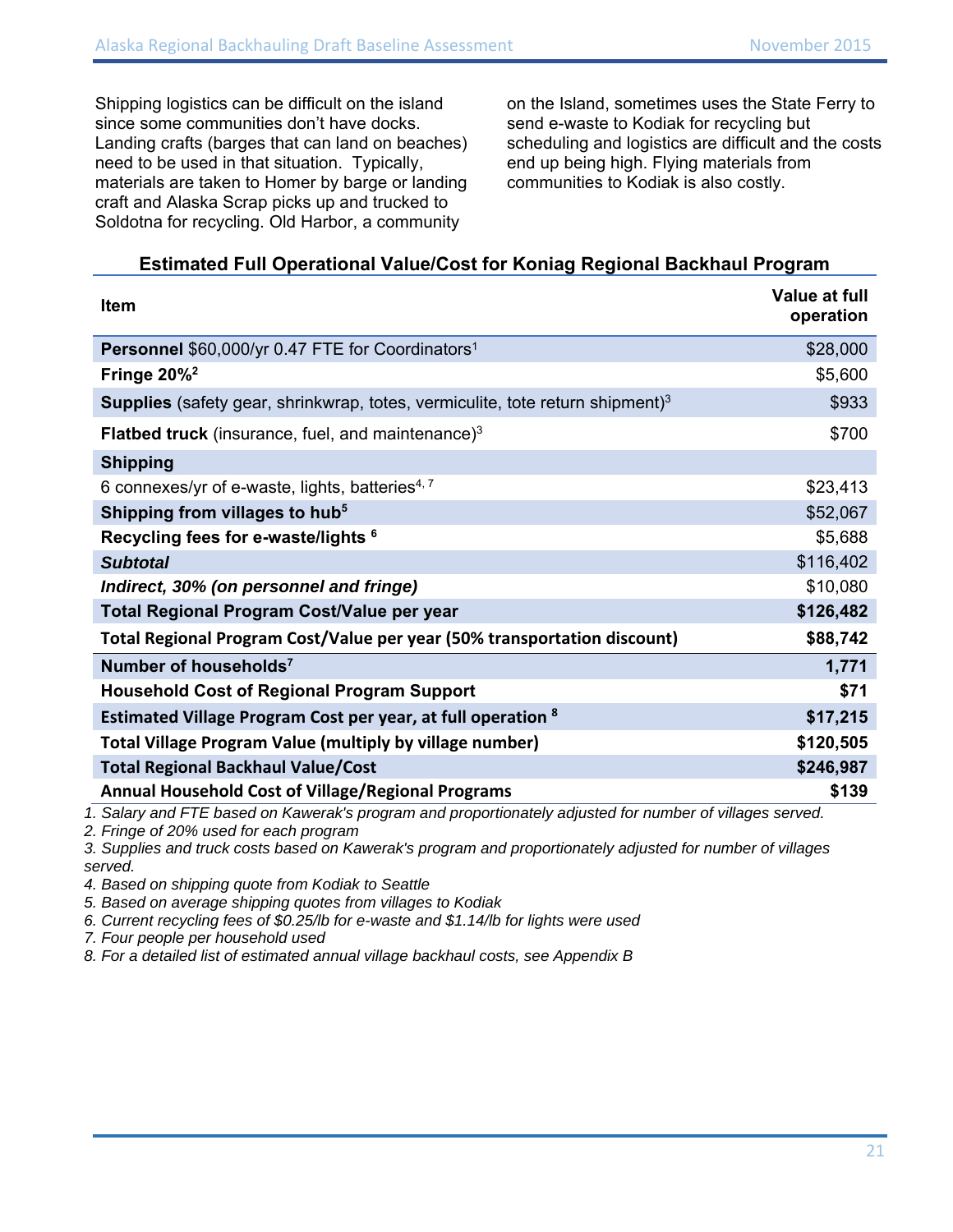Shipping logistics can be difficult on the island since some communities don't have docks. Landing crafts (barges that can land on beaches) need to be used in that situation. Typically, materials are taken to Homer by barge or landing craft and Alaska Scrap picks up and trucked to Soldotna for recycling. Old Harbor, a community on the Island, sometimes uses the State Ferry to send e-waste to Kodiak for recycling but scheduling and logistics are difficult and the costs end up being high. Flying materials from communities to Kodiak is also costly.

### Estimated Full Operational Value/Cost for Koniag Regional Backhaul Program

| Item | Value at full operation |
|---|---|
| **Personnel** $60,000/yr 0.47 FTE for Coordinators[1] | $28,000 |
| **Fringe 20%**[2] | $5,600 |
| **Supplies** (safety gear, shrinkwrap, totes, vermiculite, tote return shipment)[3] | $933 |
| **Flatbed truck** (insurance, fuel, and maintenance)[3] | $700 |
| **Shipping** | |
| 6 connexes/yr of e-waste, lights, batteries[4, 7] | $23,413 |
| **Shipping from villages to hub**[5] | $52,067 |
| **Recycling fees for e-waste/lights** [6] | $5,688 |
| ***Subtotal*** | $116,402 |
| ***Indirect, 30% (on personnel and fringe)*** | $10,080 |
| **Total Regional Program Cost/Value per year** | **$126,482** |
| **Total Regional Program Cost/Value per year (50% transportation discount)** | **$88,742** |
| **Number of households**[7] | **1,771** |
| **Household Cost of Regional Program Support** | **$71** |
| **Estimated Village Program Cost per year, at full operation** [8] | **$17,215** |
| **Total Village Program Value (multiply by village number)** | **$120,505** |
| **Total Regional Backhaul Value/Cost** | **$246,987** |
| **Annual Household Cost of Village/Regional Programs** | **$139** |

*1. Salary and FTE based on Kawerak's program and proportionately adjusted for number of villages served.*
*2. Fringe of 20% used for each program*
*3. Supplies and truck costs based on Kawerak's program and proportionately adjusted for number of villages served.*
*4. Based on shipping quote from Kodiak to Seattle*
*5. Based on average shipping quotes from villages to Kodiak*
*6. Current recycling fees of $0.25/lb for e-waste and $1.14/lb for lights were used*
*7. Four people per household used*
*8. For a detailed list of estimated annual village backhaul costs, see Appendix B*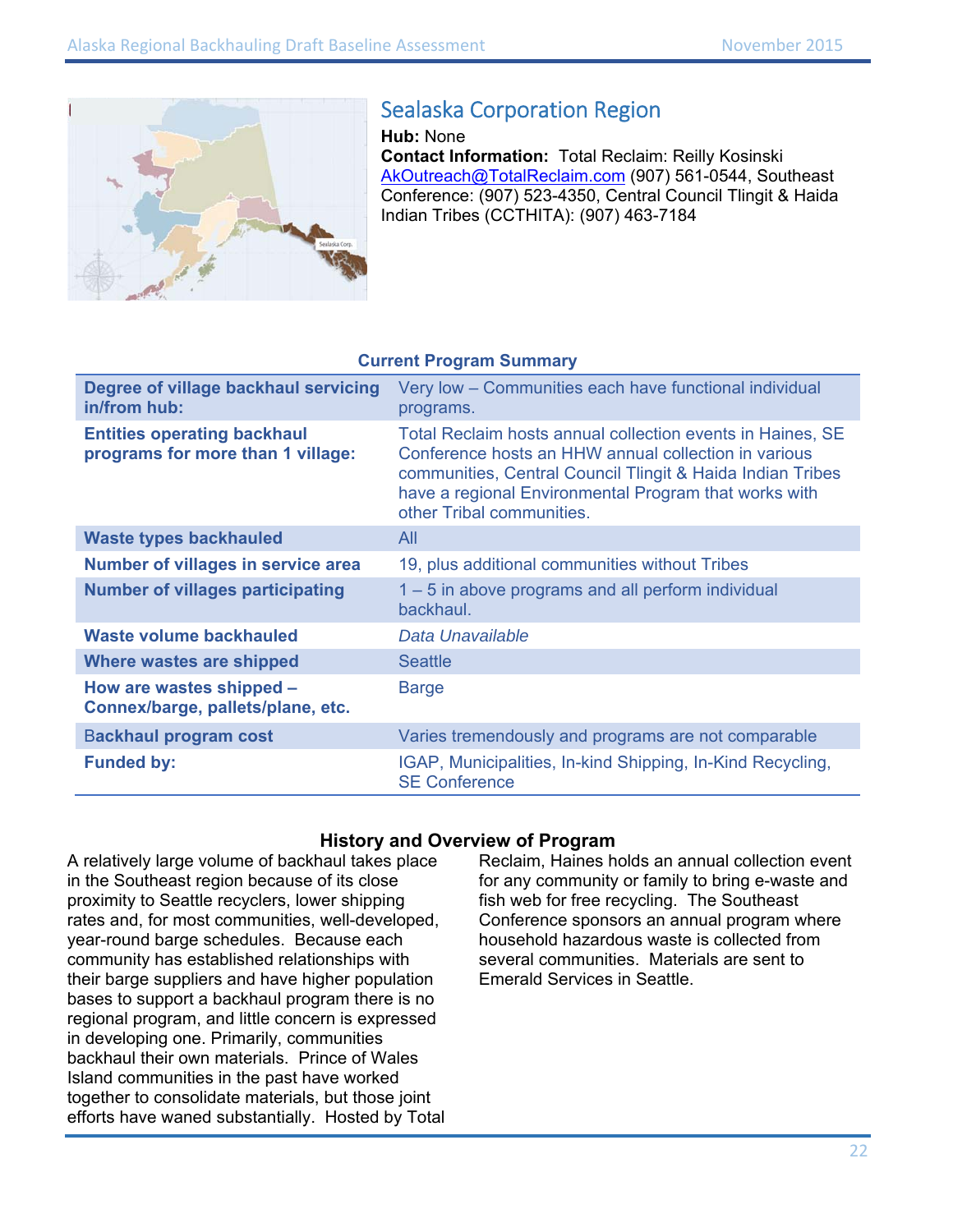## Sealaska Corporation Region

**Hub:** None

**Contact Information:** Total Reclaim: Reilly Kosinski AkOutreach@TotalReclaim.com (907) 561-0544, Southeast Conference: (907) 523-4350, Central Council Tlingit & Haida Indian Tribes (CCTHITA): (907) 463-7184

**Current Program Summary**

| | |
|---|---|
| **Degree of village backhaul servicing in/from hub:** | Very low – Communities each have functional individual programs. |
| **Entities operating backhaul programs for more than 1 village:** | Total Reclaim hosts annual collection events in Haines, SE Conference hosts an HHW annual collection in various communities, Central Council Tlingit & Haida Indian Tribes have a regional Environmental Program that works with other Tribal communities. |
| **Waste types backhauled** | All |
| **Number of villages in service area** | 19, plus additional communities without Tribes |
| **Number of villages participating** | 1 – 5 in above programs and all perform individual backhaul. |
| **Waste volume backhauled** | *Data Unavailable* |
| **Where wastes are shipped** | Seattle |
| **How are wastes shipped – Connex/barge, pallets/plane, etc.** | Barge |
| **Backhaul program cost** | Varies tremendously and programs are not comparable |
| **Funded by:** | IGAP, Municipalities, In-kind Shipping, In-Kind Recycling, SE Conference |

### History and Overview of Program

A relatively large volume of backhaul takes place in the Southeast region because of its close proximity to Seattle recyclers, lower shipping rates and, for most communities, well-developed, year-round barge schedules. Because each community has established relationships with their barge suppliers and have higher population bases to support a backhaul program there is no regional program, and little concern is expressed in developing one. Primarily, communities backhaul their own materials. Prince of Wales Island communities in the past have worked together to consolidate materials, but those joint efforts have waned substantially. Hosted by Total Reclaim, Haines holds an annual collection event for any community or family to bring e-waste and fish web for free recycling. The Southeast Conference sponsors an annual program where household hazardous waste is collected from several communities. Materials are sent to Emerald Services in Seattle.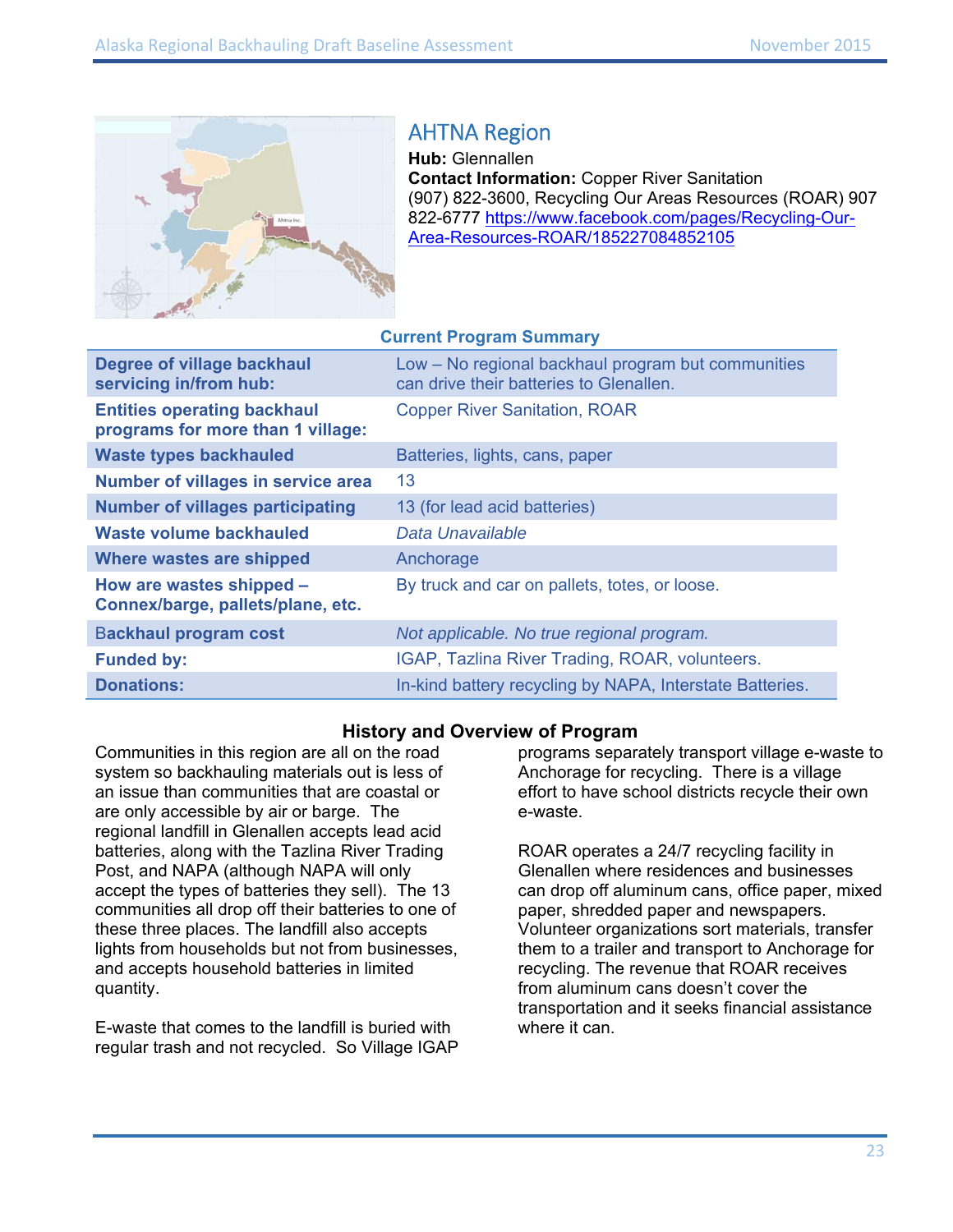## AHTNA Region

**Hub:** Glennallen
**Contact Information:** Copper River Sanitation (907) 822-3600, Recycling Our Areas Resources (ROAR) 907 822-6777 https://www.facebook.com/pages/Recycling-Our-Area-Resources-ROAR/185227084852105

### Current Program Summary

| | |
|---|---|
| **Degree of village backhaul servicing in/from hub:** | Low – No regional backhaul program but communities can drive their batteries to Glennallen. |
| **Entities operating backhaul programs for more than 1 village:** | Copper River Sanitation, ROAR |
| **Waste types backhauled** | Batteries, lights, cans, paper |
| **Number of villages in service area** | 13 |
| **Number of villages participating** | 13 (for lead acid batteries) |
| **Waste volume backhauled** | *Data Unavailable* |
| **Where wastes are shipped** | Anchorage |
| **How are wastes shipped – Connex/barge, pallets/plane, etc.** | By truck and car on pallets, totes, or loose. |
| **Backhaul program cost** | *Not applicable. No true regional program.* |
| **Funded by:** | IGAP, Tazlina River Trading, ROAR, volunteers. |
| **Donations:** | In-kind battery recycling by NAPA, Interstate Batteries. |

### History and Overview of Program

Communities in this region are all on the road system so backhauling materials out is less of an issue than communities that are coastal or are only accessible by air or barge. The regional landfill in Glennallen accepts lead acid batteries, along with the Tazlina River Trading Post, and NAPA (although NAPA will only accept the types of batteries they sell). The 13 communities all drop off their batteries to one of these three places. The landfill also accepts lights from households but not from businesses, and accepts household batteries in limited quantity.

E-waste that comes to the landfill is buried with regular trash and not recycled. So Village IGAP programs separately transport village e-waste to Anchorage for recycling. There is a village effort to have school districts recycle their own e-waste.

ROAR operates a 24/7 recycling facility in Glennallen where residences and businesses can drop off aluminum cans, office paper, mixed paper, shredded paper and newspapers. Volunteer organizations sort materials, transfer them to a trailer and transport to Anchorage for recycling. The revenue that ROAR receives from aluminum cans doesn't cover the transportation and it seeks financial assistance where it can.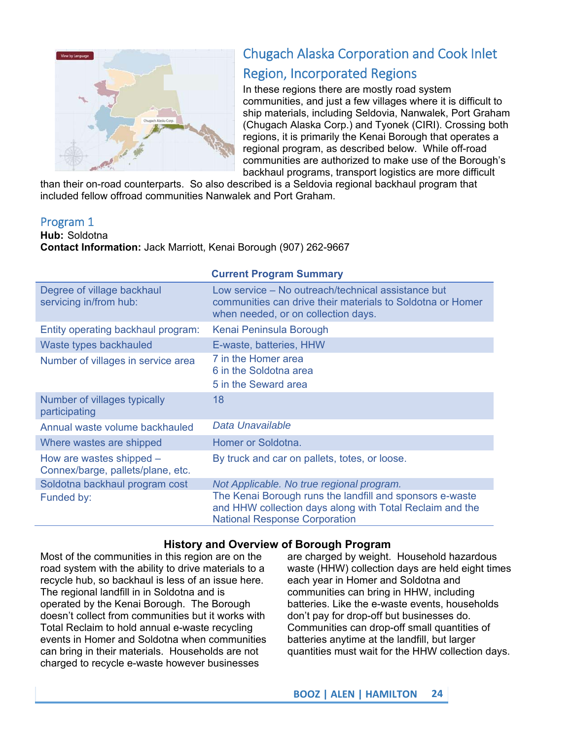## Chugach Alaska Corporation and Cook Inlet Region, Incorporated Regions

In these regions there are mostly road system communities, and just a few villages where it is difficult to ship materials, including Seldovia, Nanwalek, Port Graham (Chugach Alaska Corp.) and Tyonek (CIRI). Crossing both regions, it is primarily the Kenai Borough that operates a regional program, as described below. While off-road communities are authorized to make use of the Borough's backhaul programs, transport logistics are more difficult than their on-road counterparts. So also described is a Seldovia regional backhaul program that included fellow offroad communities Nanwalek and Port Graham.

### Program 1

**Hub:** Soldotna
**Contact Information:** Jack Marriott, Kenai Borough (907) 262-9667

| | **Current Program Summary** |
|---|---|
| Degree of village backhaul servicing in/from hub: | Low service – No outreach/technical assistance but communities can drive their materials to Soldotna or Homer when needed, or on collection days. |
| Entity operating backhaul program: | Kenai Peninsula Borough |
| Waste types backhauled | E-waste, batteries, HHW |
| Number of villages in service area | 7 in the Homer area<br>6 in the Soldotna area<br>5 in the Seward area |
| Number of villages typically participating | 18 |
| Annual waste volume backhauled | *Data Unavailable* |
| Where wastes are shipped | Homer or Soldotna. |
| How are wastes shipped – Connex/barge, pallets/plane, etc. | By truck and car on pallets, totes, or loose. |
| Soldotna backhaul program cost | *Not Applicable. No true regional program.* |
| Funded by: | The Kenai Borough runs the landfill and sponsors e-waste and HHW collection days along with Total Reclaim and the National Response Corporation |

**History and Overview of Borough Program**

Most of the communities in this region are on the road system with the ability to drive materials to a recycle hub, so backhaul is less of an issue here. The regional landfill in in Soldotna and is operated by the Kenai Borough. The Borough doesn't collect from communities but it works with Total Reclaim to hold annual e-waste recycling events in Homer and Soldotna when communities can bring in their materials. Households are not charged to recycle e-waste however businesses are charged by weight. Household hazardous waste (HHW) collection days are held eight times each year in Homer and Soldotna and communities can bring in HHW, including batteries. Like the e-waste events, households don't pay for drop-off but businesses do. Communities can drop-off small quantities of batteries anytime at the landfill, but larger quantities must wait for the HHW collection days.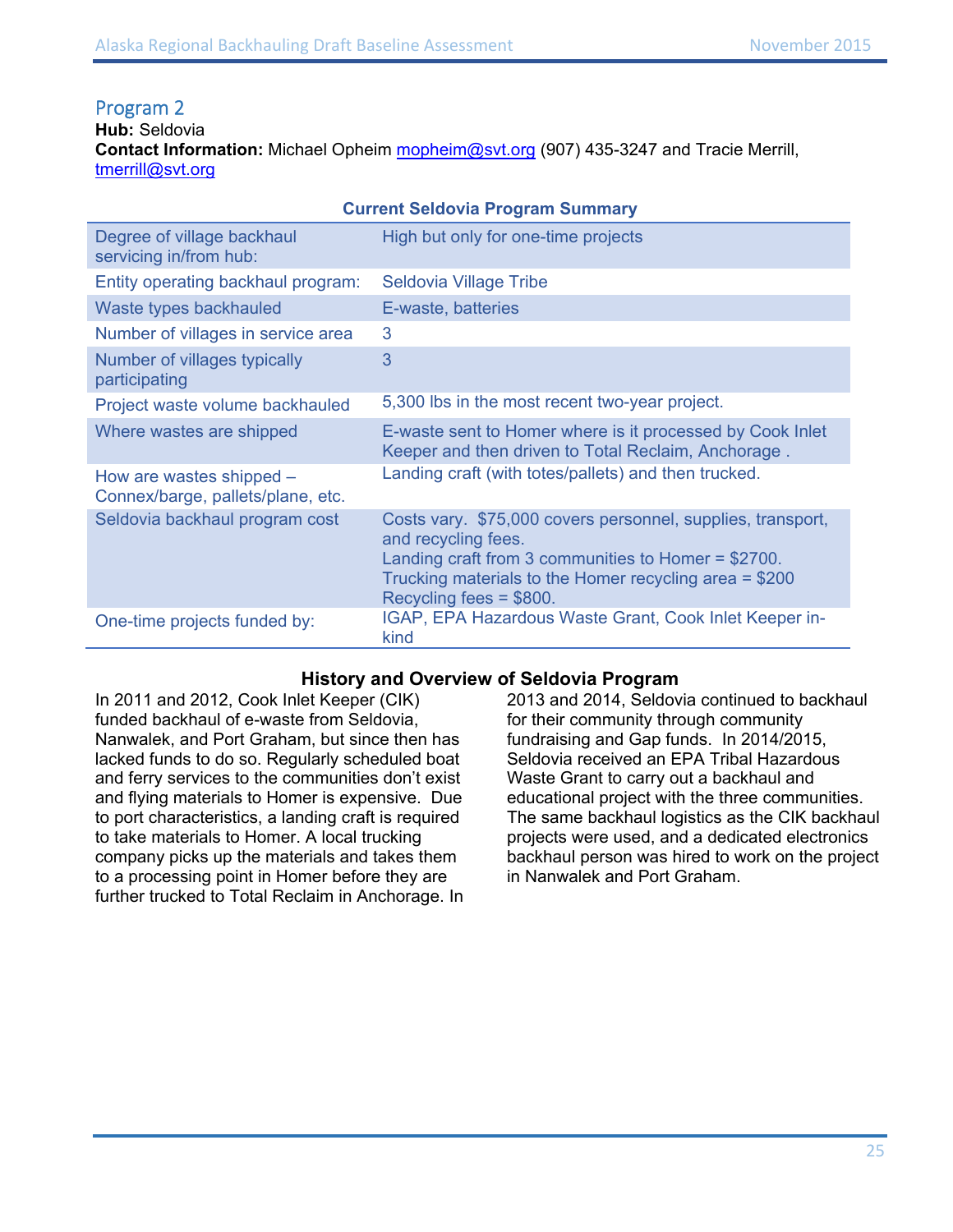## Program 2

**Hub:** Seldovia

**Contact Information:** Michael Opheim mopheim@svt.org (907) 435-3247 and Tracie Merrill, tmerrill@svt.org

**Current Seldovia Program Summary**

| | |
|---|---|
| Degree of village backhaul servicing in/from hub: | High but only for one-time projects |
| Entity operating backhaul program: | Seldovia Village Tribe |
| Waste types backhauled | E-waste, batteries |
| Number of villages in service area | 3 |
| Number of villages typically participating | 3 |
| Project waste volume backhauled | 5,300 lbs in the most recent two-year project. |
| Where wastes are shipped | E-waste sent to Homer where is it processed by Cook Inlet Keeper and then driven to Total Reclaim, Anchorage . |
| How are wastes shipped – Connex/barge, pallets/plane, etc. | Landing craft (with totes/pallets) and then trucked. |
| Seldovia backhaul program cost | Costs vary. $75,000 covers personnel, supplies, transport, and recycling fees. Landing craft from 3 communities to Homer = $2700. Trucking materials to the Homer recycling area = $200 Recycling fees = $800. |
| One-time projects funded by: | IGAP, EPA Hazardous Waste Grant, Cook Inlet Keeper in-kind |

### History and Overview of Seldovia Program

In 2011 and 2012, Cook Inlet Keeper (CIK) funded backhaul of e-waste from Seldovia, Nanwalek, and Port Graham, but since then has lacked funds to do so. Regularly scheduled boat and ferry services to the communities don't exist and flying materials to Homer is expensive. Due to port characteristics, a landing craft is required to take materials to Homer. A local trucking company picks up the materials and takes them to a processing point in Homer before they are further trucked to Total Reclaim in Anchorage. In 2013 and 2014, Seldovia continued to backhaul for their community through community fundraising and Gap funds. In 2014/2015, Seldovia received an EPA Tribal Hazardous Waste Grant to carry out a backhaul and educational project with the three communities. The same backhaul logistics as the CIK backhaul projects were used, and a dedicated electronics backhaul person was hired to work on the project in Nanwalek and Port Graham.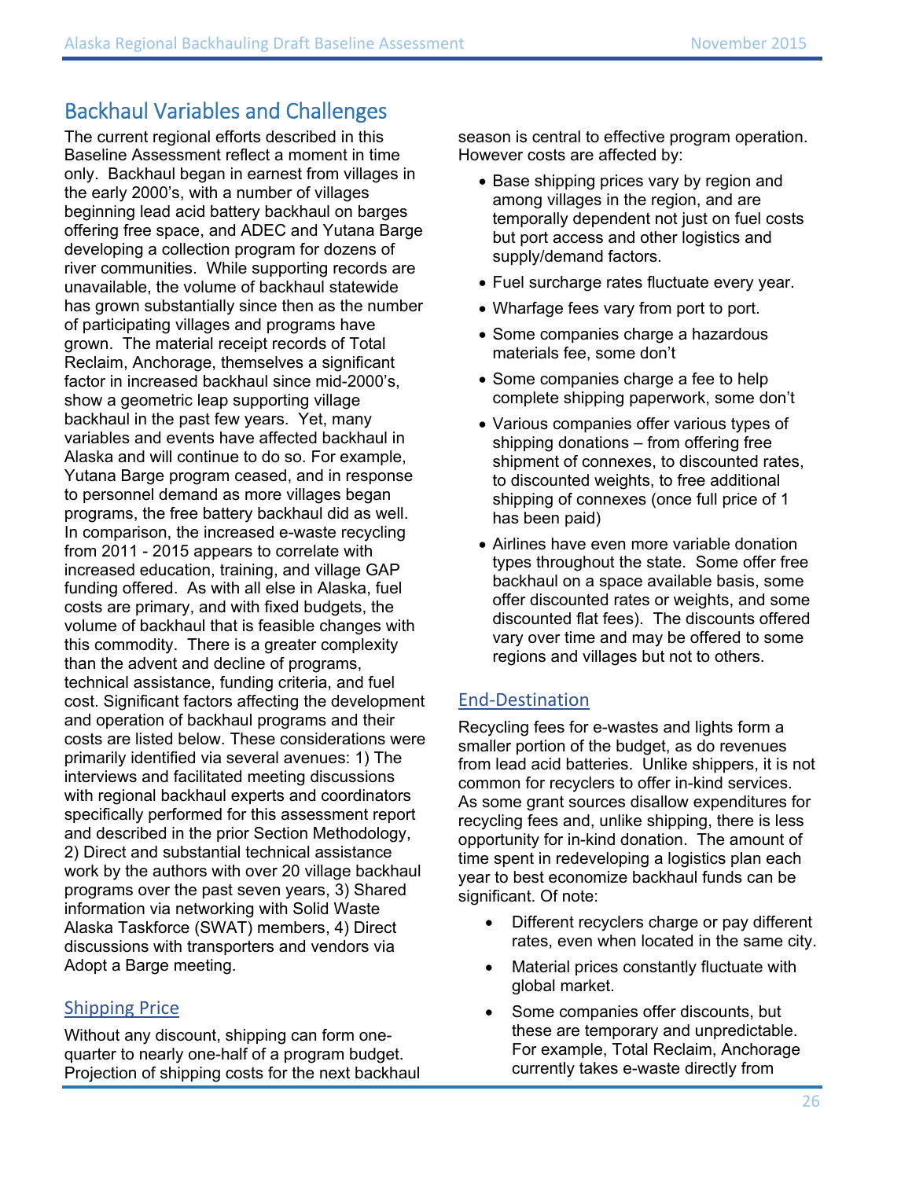## Backhaul Variables and Challenges

The current regional efforts described in this Baseline Assessment reflect a moment in time only. Backhaul began in earnest from villages in the early 2000's, with a number of villages beginning lead acid battery backhaul on barges offering free space, and ADEC and Yutana Barge developing a collection program for dozens of river communities. While supporting records are unavailable, the volume of backhaul statewide has grown substantially since then as the number of participating villages and programs have grown. The material receipt records of Total Reclaim, Anchorage, themselves a significant factor in increased backhaul since mid-2000's, show a geometric leap supporting village backhaul in the past few years. Yet, many variables and events have affected backhaul in Alaska and will continue to do so. For example, Yutana Barge program ceased, and in response to personnel demand as more villages began programs, the free battery backhaul did as well. In comparison, the increased e-waste recycling from 2011 - 2015 appears to correlate with increased education, training, and village GAP funding offered. As with all else in Alaska, fuel costs are primary, and with fixed budgets, the volume of backhaul that is feasible changes with this commodity. There is a greater complexity than the advent and decline of programs, technical assistance, funding criteria, and fuel cost. Significant factors affecting the development and operation of backhaul programs and their costs are listed below. These considerations were primarily identified via several avenues: 1) The interviews and facilitated meeting discussions with regional backhaul experts and coordinators specifically performed for this assessment report and described in the prior Section Methodology, 2) Direct and substantial technical assistance work by the authors with over 20 village backhaul programs over the past seven years, 3) Shared information via networking with Solid Waste Alaska Taskforce (SWAT) members, 4) Direct discussions with transporters and vendors via Adopt a Barge meeting.

### Shipping Price

Without any discount, shipping can form one-quarter to nearly one-half of a program budget. Projection of shipping costs for the next backhaul season is central to effective program operation. However costs are affected by:

- Base shipping prices vary by region and among villages in the region, and are temporally dependent not just on fuel costs but port access and other logistics and supply/demand factors.
- Fuel surcharge rates fluctuate every year.
- Wharfage fees vary from port to port.
- Some companies charge a hazardous materials fee, some don't
- Some companies charge a fee to help complete shipping paperwork, some don't
- Various companies offer various types of shipping donations – from offering free shipment of connexes, to discounted rates, to discounted weights, to free additional shipping of connexes (once full price of 1 has been paid)
- Airlines have even more variable donation types throughout the state. Some offer free backhaul on a space available basis, some offer discounted rates or weights, and some discounted flat fees). The discounts offered vary over time and may be offered to some regions and villages but not to others.

### End-Destination

Recycling fees for e-wastes and lights form a smaller portion of the budget, as do revenues from lead acid batteries. Unlike shippers, it is not common for recyclers to offer in-kind services. As some grant sources disallow expenditures for recycling fees and, unlike shipping, there is less opportunity for in-kind donation. The amount of time spent in redeveloping a logistics plan each year to best economize backhaul funds can be significant. Of note:

- Different recyclers charge or pay different rates, even when located in the same city.
- Material prices constantly fluctuate with global market.
- Some companies offer discounts, but these are temporary and unpredictable. For example, Total Reclaim, Anchorage currently takes e-waste directly from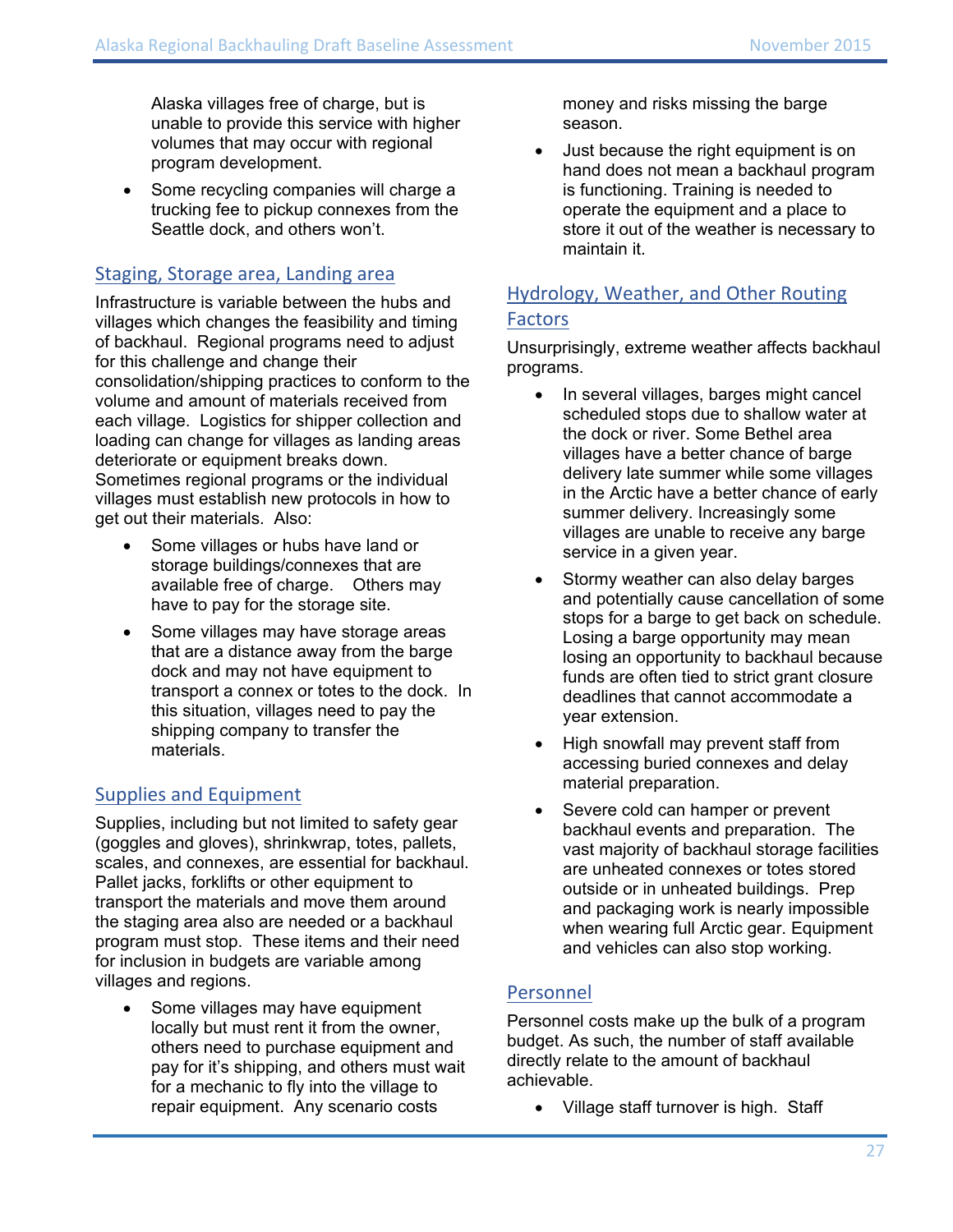Alaska villages free of charge, but is unable to provide this service with higher volumes that may occur with regional program development.

- Some recycling companies will charge a trucking fee to pickup connexes from the Seattle dock, and others won't.

## Staging, Storage area, Landing area

Infrastructure is variable between the hubs and villages which changes the feasibility and timing of backhaul. Regional programs need to adjust for this challenge and change their consolidation/shipping practices to conform to the volume and amount of materials received from each village. Logistics for shipper collection and loading can change for villages as landing areas deteriorate or equipment breaks down. Sometimes regional programs or the individual villages must establish new protocols in how to get out their materials. Also:

- Some villages or hubs have land or storage buildings/connexes that are available free of charge. Others may have to pay for the storage site.
- Some villages may have storage areas that are a distance away from the barge dock and may not have equipment to transport a connex or totes to the dock. In this situation, villages need to pay the shipping company to transfer the materials.

## Supplies and Equipment

Supplies, including but not limited to safety gear (goggles and gloves), shrinkwrap, totes, pallets, scales, and connexes, are essential for backhaul. Pallet jacks, forklifts or other equipment to transport the materials and move them around the staging area also are needed or a backhaul program must stop. These items and their need for inclusion in budgets are variable among villages and regions.

- Some villages may have equipment locally but must rent it from the owner, others need to purchase equipment and pay for it's shipping, and others must wait for a mechanic to fly into the village to repair equipment. Any scenario costs money and risks missing the barge season.
- Just because the right equipment is on hand does not mean a backhaul program is functioning. Training is needed to operate the equipment and a place to store it out of the weather is necessary to maintain it.

## Hydrology, Weather, and Other Routing Factors

Unsurprisingly, extreme weather affects backhaul programs.

- In several villages, barges might cancel scheduled stops due to shallow water at the dock or river. Some Bethel area villages have a better chance of barge delivery late summer while some villages in the Arctic have a better chance of early summer delivery. Increasingly some villages are unable to receive any barge service in a given year.
- Stormy weather can also delay barges and potentially cause cancellation of some stops for a barge to get back on schedule. Losing a barge opportunity may mean losing an opportunity to backhaul because funds are often tied to strict grant closure deadlines that cannot accommodate a year extension.
- High snowfall may prevent staff from accessing buried connexes and delay material preparation.
- Severe cold can hamper or prevent backhaul events and preparation. The vast majority of backhaul storage facilities are unheated connexes or totes stored outside or in unheated buildings. Prep and packaging work is nearly impossible when wearing full Arctic gear. Equipment and vehicles can also stop working.

## Personnel

Personnel costs make up the bulk of a program budget. As such, the number of staff available directly relate to the amount of backhaul achievable.

- Village staff turnover is high. Staff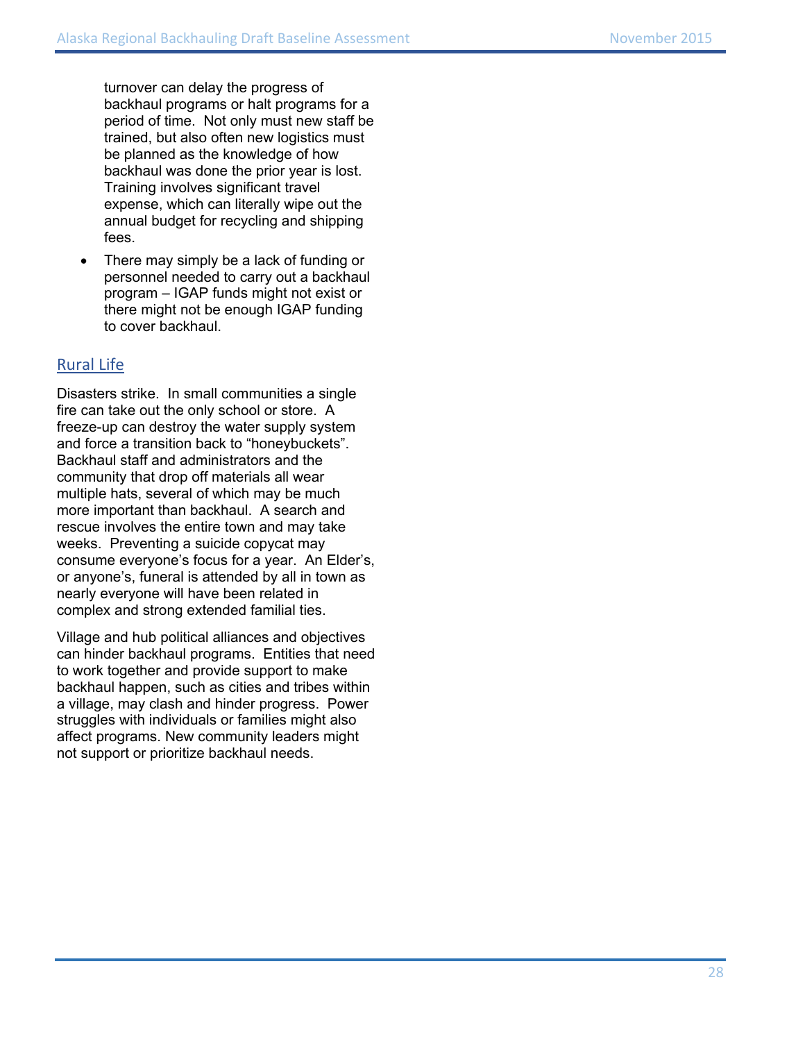turnover can delay the progress of backhaul programs or halt programs for a period of time. Not only must new staff be trained, but also often new logistics must be planned as the knowledge of how backhaul was done the prior year is lost. Training involves significant travel expense, which can literally wipe out the annual budget for recycling and shipping fees.

- There may simply be a lack of funding or personnel needed to carry out a backhaul program – IGAP funds might not exist or there might not be enough IGAP funding to cover backhaul.

## Rural Life

Disasters strike. In small communities a single fire can take out the only school or store. A freeze-up can destroy the water supply system and force a transition back to "honeybuckets". Backhaul staff and administrators and the community that drop off materials all wear multiple hats, several of which may be much more important than backhaul. A search and rescue involves the entire town and may take weeks. Preventing a suicide copycat may consume everyone's focus for a year. An Elder's, or anyone's, funeral is attended by all in town as nearly everyone will have been related in complex and strong extended familial ties.

Village and hub political alliances and objectives can hinder backhaul programs. Entities that need to work together and provide support to make backhaul happen, such as cities and tribes within a village, may clash and hinder progress. Power struggles with individuals or families might also affect programs. New community leaders might not support or prioritize backhaul needs.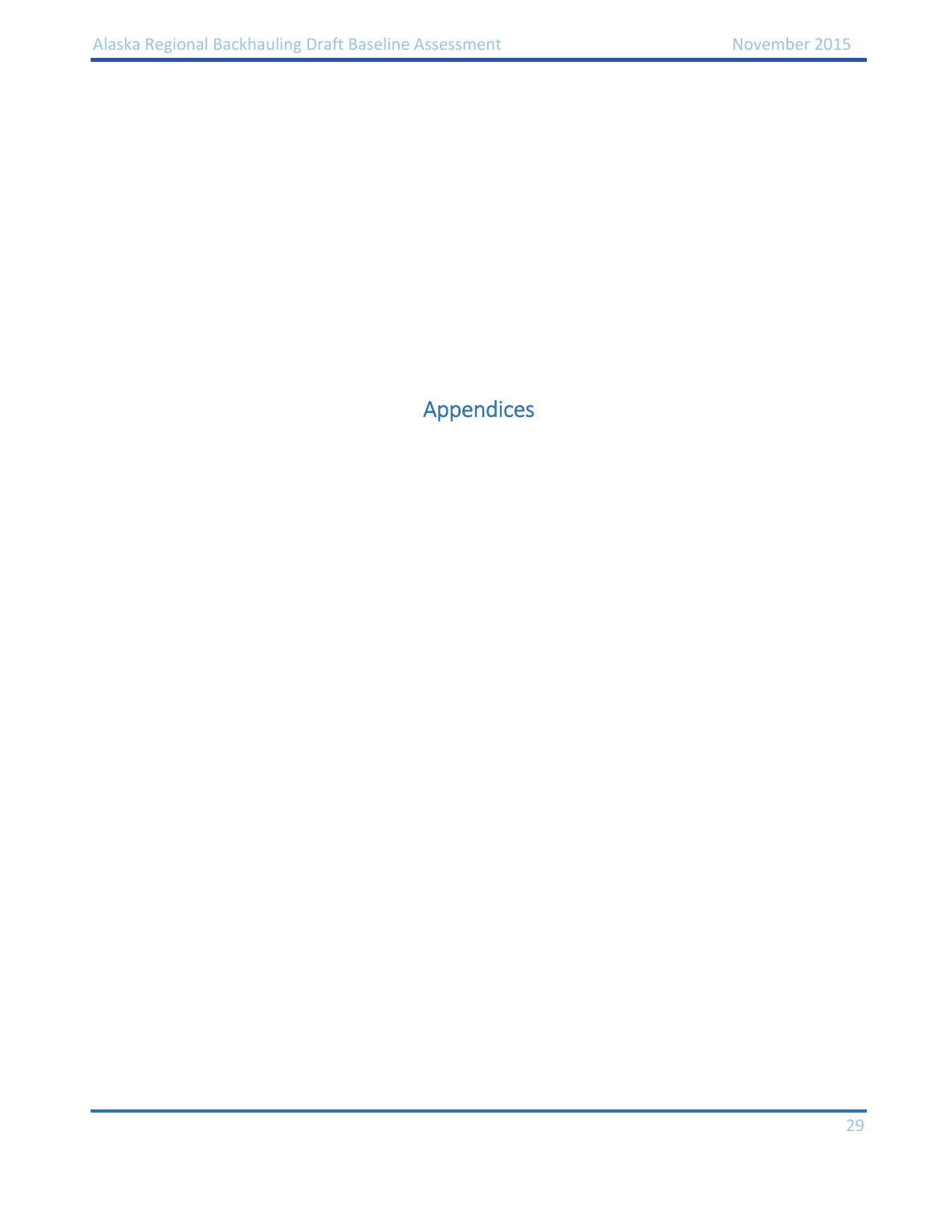# Appendices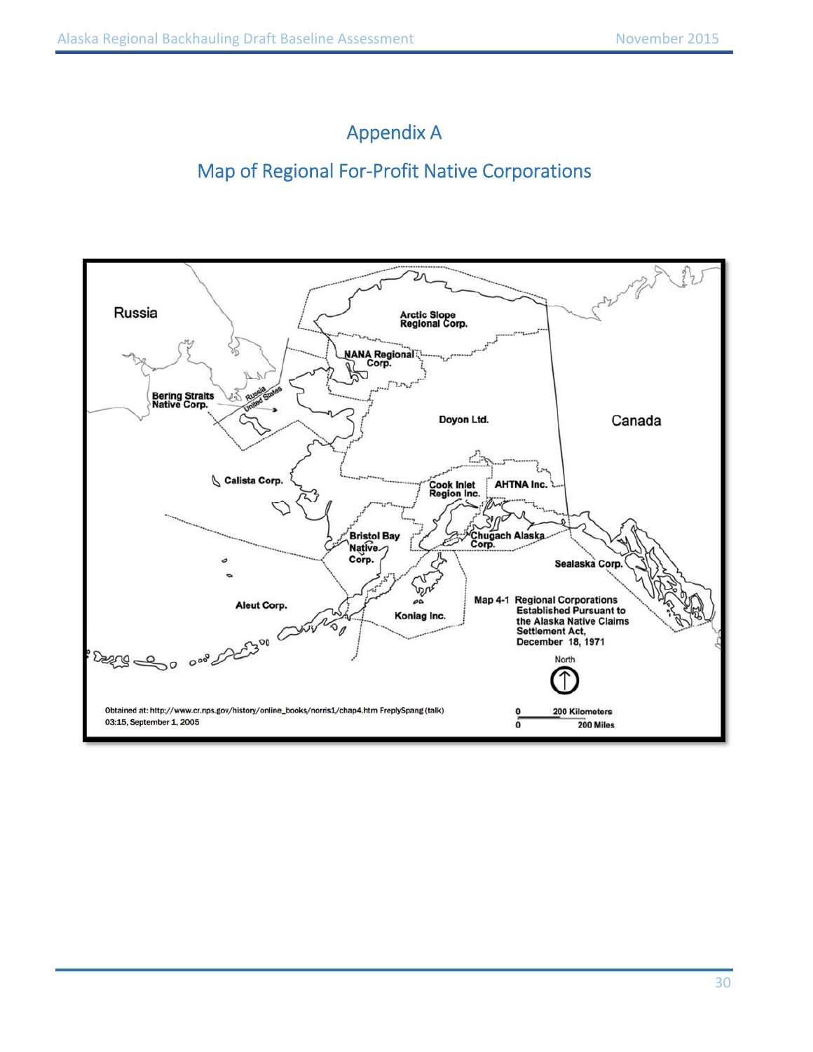# Appendix A

## Map of Regional For-Profit Native Corporations

Russia

Arctic Slope Regional Corp.

NANA Regional Corp.

Bering Straits Native Corp.

Russia United States

Doyon Ltd.

Canada

Calista Corp.

Cook Inlet Region Inc.

AHTNA Inc.

Bristol Bay Native Corp.

Chugach Alaska Corp.

Sealaska Corp.

Aleut Corp.

Koniag Inc.

Map 4-1 Regional Corporations Established Pursuant to the Alaska Native Claims Settlement Act, December 18, 1971

North

Obtained at: http://www.cr.nps.gov/history/online_books/norris1/chap4.htm FreplySpang (talk) 03:15, September 1, 2005

0 200 Kilometers

0 200 Miles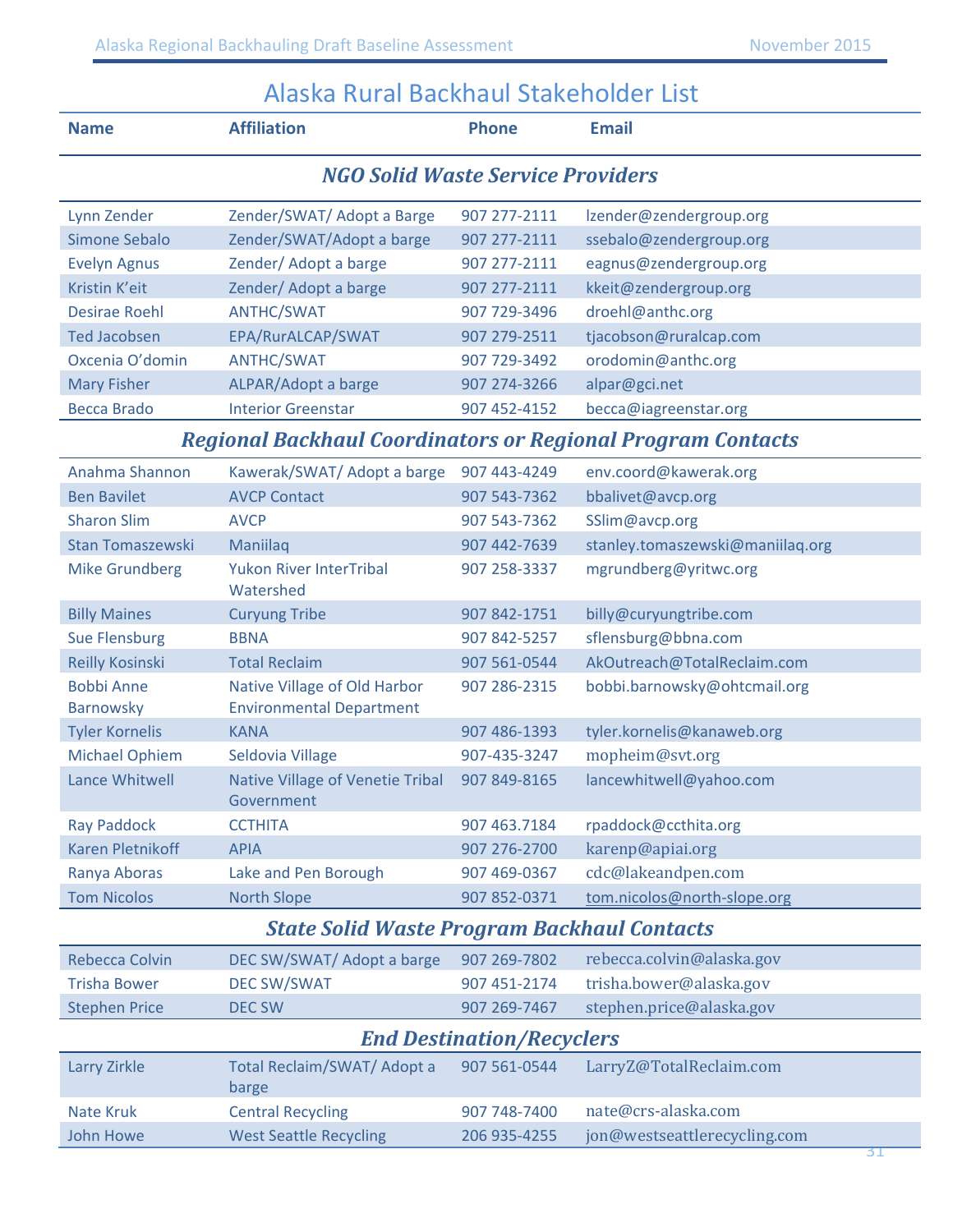# Alaska Rural Backhaul Stakeholder List

| Name | Affiliation | Phone | Email |
|---|---|---|---|
| ***NGO Solid Waste Service Providers*** | | | |
| Lynn Zender | Zender/SWAT/ Adopt a Barge | 907 277-2111 | lzender@zendergroup.org |
| Simone Sebalo | Zender/SWAT/Adopt a barge | 907 277-2111 | ssebalo@zendergroup.org |
| Evelyn Agnus | Zender/ Adopt a barge | 907 277-2111 | eagnus@zendergroup.org |
| Kristin K'eit | Zender/ Adopt a barge | 907 277-2111 | kkeit@zendergroup.org |
| Desirae Roehl | ANTHC/SWAT | 907 729-3496 | droehl@anthc.org |
| Ted Jacobsen | EPA/RurALCAP/SWAT | 907 279-2511 | tjacobson@ruralcap.com |
| Oxcenia O'domin | ANTHC/SWAT | 907 729-3492 | orodomin@anthc.org |
| Mary Fisher | ALPAR/Adopt a barge | 907 274-3266 | alpar@gci.net |
| Becca Brado | Interior Greenstar | 907 452-4152 | becca@iagreenstar.org |
| ***Regional Backhaul Coordinators or Regional Program Contacts*** | | | |
| Anahma Shannon | Kawerak/SWAT/ Adopt a barge | 907 443-4249 | env.coord@kawerak.org |
| Ben Bavilet | AVCP Contact | 907 543-7362 | bbalivet@avcp.org |
| Sharon Slim | AVCP | 907 543-7362 | SSlim@avcp.org |
| Stan Tomaszewski | Maniilaq | 907 442-7639 | stanley.tomaszewski@maniilaq.org |
| Mike Grundberg | Yukon River InterTribal Watershed | 907 258-3337 | mgrundberg@yritwc.org |
| Billy Maines | Curyung Tribe | 907 842-1751 | billy@curyungtribe.com |
| Sue Flensburg | BBNA | 907 842-5257 | sflensburg@bbna.com |
| Reilly Kosinski | Total Reclaim | 907 561-0544 | AkOutreach@TotalReclaim.com |
| Bobbi Anne Barnowsky | Native Village of Old Harbor Environmental Department | 907 286-2315 | bobbi.barnowsky@ohtcmail.org |
| Tyler Kornelis | KANA | 907 486-1393 | tyler.kornelis@kanaweb.org |
| Michael Ophiem | Seldovia Village | 907-435-3247 | mopheim@svt.org |
| Lance Whitwell | Native Village of Venetie Tribal Government | 907 849-8165 | lancewhitwell@yahoo.com |
| Ray Paddock | CCTHITA | 907 463.7184 | rpaddock@ccthita.org |
| Karen Pletnikoff | APIA | 907 276-2700 | karenp@apiai.org |
| Ranya Aboras | Lake and Pen Borough | 907 469-0367 | cdc@lakeandpen.com |
| Tom Nicolos | North Slope | 907 852-0371 | tom.nicolos@north-slope.org |
| ***State Solid Waste Program Backhaul Contacts*** | | | |
| Rebecca Colvin | DEC SW/SWAT/ Adopt a barge | 907 269-7802 | rebecca.colvin@alaska.gov |
| Trisha Bower | DEC SW/SWAT | 907 451-2174 | trisha.bower@alaska.gov |
| Stephen Price | DEC SW | 907 269-7467 | stephen.price@alaska.gov |
| ***End Destination/Recyclers*** | | | |
| Larry Zirkle | Total Reclaim/SWAT/ Adopt a barge | 907 561-0544 | LarryZ@TotalReclaim.com |
| Nate Kruk | Central Recycling | 907 748-7400 | nate@crs-alaska.com |
| John Howe | West Seattle Recycling | 206 935-4255 | jon@westseattlerecycling.com |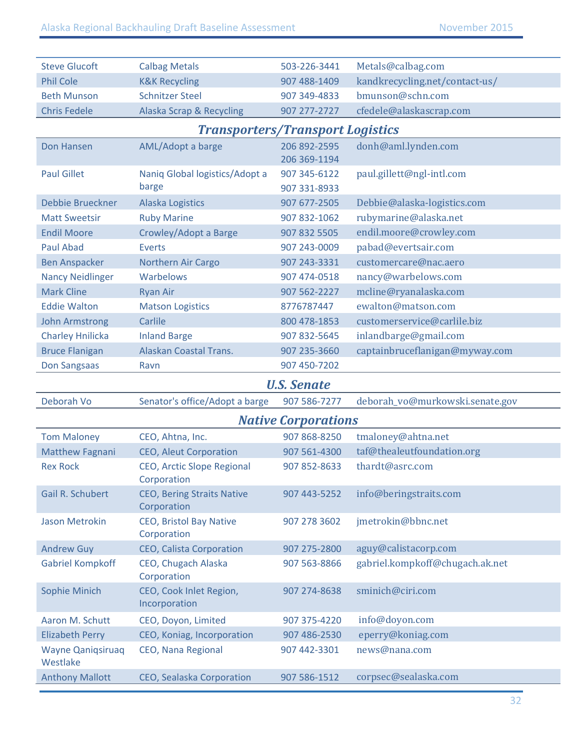| | | | |
|---|---|---|---|
| Steve Glucoft | Calbag Metals | 503-226-3441 | Metals@calbag.com |
| Phil Cole | K&K Recycling | 907 488-1409 | kandkrecycling.net/contact-us/ |
| Beth Munson | Schnitzer Steel | 907 349-4833 | bmunson@schn.com |
| Chris Fedele | Alaska Scrap & Recycling | 907 277-2727 | cfedele@alaskascrap.com |

### *Transporters/Transport Logistics*

| | | | |
|---|---|---|---|
| Don Hansen | AML/Adopt a barge | 206 892-2595 206 369-1194 | donh@aml.lynden.com |
| Paul Gillet | Naniq Global logistics/Adopt a barge | 907 345-6122 907 331-8933 | paul.gillett@ngl-intl.com |
| Debbie Brueckner | Alaska Logistics | 907 677-2505 | Debbie@alaska-logistics.com |
| Matt Sweetsir | Ruby Marine | 907 832-1062 | rubymarine@alaska.net |
| Endil Moore | Crowley/Adopt a Barge | 907 832 5505 | endil.moore@crowley.com |
| Paul Abad | Everts | 907 243-0009 | pabad@evertsair.com |
| Ben Anspacker | Northern Air Cargo | 907 243-3331 | customercare@nac.aero |
| Nancy Neidlinger | Warbelows | 907 474-0518 | nancy@warbelows.com |
| Mark Cline | Ryan Air | 907 562-2227 | mcline@ryanalaska.com |
| Eddie Walton | Matson Logistics | 8776787447 | ewalton@matson.com |
| John Armstrong | Carlile | 800 478-1853 | customerservice@carlile.biz |
| Charley Hnilicka | Inland Barge | 907 832-5645 | inlandbarge@gmail.com |
| Bruce Flanigan | Alaskan Coastal Trans. | 907 235-3660 | captainbruceflanigan@myway.com |
| Don Sangsaas | Ravn | 907 450-7202 | |

### *U.S. Senate*

| | | | |
|---|---|---|---|
| Deborah Vo | Senator's office/Adopt a barge | 907 586-7277 | deborah_vo@murkowski.senate.gov |

### *Native Corporations*

| | | | |
|---|---|---|---|
| Tom Maloney | CEO, Ahtna, Inc. | 907 868-8250 | tmaloney@ahtna.net |
| Matthew Fagnani | CEO, Aleut Corporation | 907 561-4300 | taf@thealeutfoundation.org |
| Rex Rock | CEO, Arctic Slope Regional Corporation | 907 852-8633 | thardt@asrc.com |
| Gail R. Schubert | CEO, Bering Straits Native Corporation | 907 443-5252 | info@beringstraits.com |
| Jason Metrokin | CEO, Bristol Bay Native Corporation | 907 278 3602 | jmetrokin@bbnc.net |
| Andrew Guy | CEO, Calista Corporation | 907 275-2800 | aguy@calistacorp.com |
| Gabriel Kompkoff | CEO, Chugach Alaska Corporation | 907 563-8866 | gabriel.kompkoff@chugach.ak.net |
| Sophie Minich | CEO, Cook Inlet Region, Incorporation | 907 274-8638 | sminich@ciri.com |
| Aaron M. Schutt | CEO, Doyon, Limited | 907 375-4220 | info@doyon.com |
| Elizabeth Perry | CEO, Koniag, Incorporation | 907 486-2530 | eperry@koniag.com |
| Wayne Qaniqsiruaq Westlake | CEO, Nana Regional | 907 442-3301 | news@nana.com |
| Anthony Mallott | CEO, Sealaska Corporation | 907 586-1512 | corpsec@sealaska.com |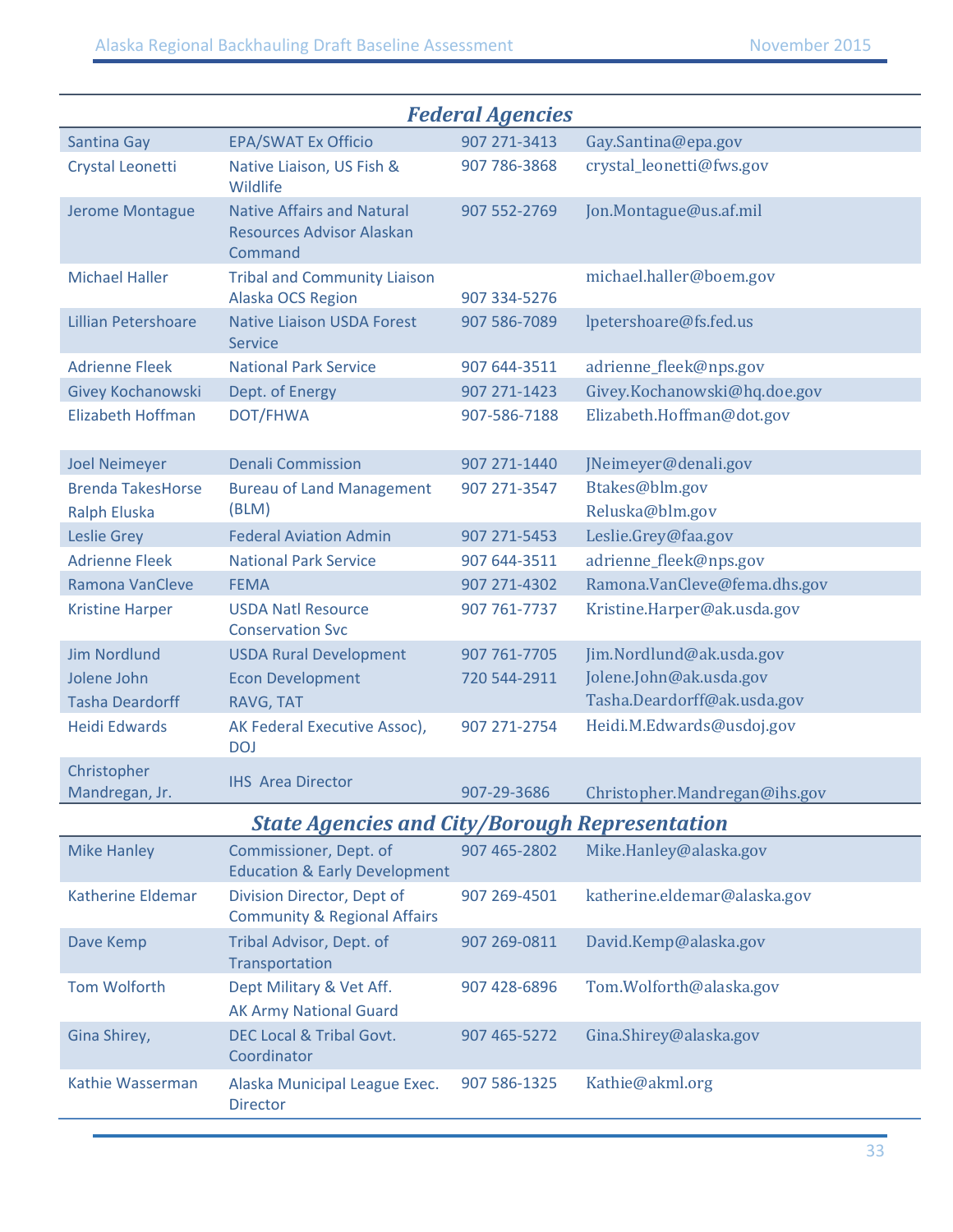| | | | |
|---|---|---|---|
| ***Federal Agencies*** | | | |
| Santina Gay | EPA/SWAT Ex Officio | 907 271-3413 | Gay.Santina@epa.gov |
| Crystal Leonetti | Native Liaison, US Fish & Wildlife | 907 786-3868 | crystal_leonetti@fws.gov |
| Jerome Montague | Native Affairs and Natural Resources Advisor Alaskan Command | 907 552-2769 | Jon.Montague@us.af.mil |
| Michael Haller | Tribal and Community Liaison Alaska OCS Region | 907 334-5276 | michael.haller@boem.gov |
| Lillian Petershoare | Native Liaison USDA Forest Service | 907 586-7089 | lpetershoare@fs.fed.us |
| Adrienne Fleek | National Park Service | 907 644-3511 | adrienne_fleek@nps.gov |
| Givey Kochanowski | Dept. of Energy | 907 271-1423 | Givey.Kochanowski@hq.doe.gov |
| Elizabeth Hoffman | DOT/FHWA | 907-586-7188 | Elizabeth.Hoffman@dot.gov |
| Joel Neimeyer | Denali Commission | 907 271-1440 | JNeimeyer@denali.gov |
| Brenda TakesHorse<br>Ralph Eluska | Bureau of Land Management (BLM) | 907 271-3547 | Btakes@blm.gov<br>Reluska@blm.gov |
| Leslie Grey | Federal Aviation Admin | 907 271-5453 | Leslie.Grey@faa.gov |
| Adrienne Fleek | National Park Service | 907 644-3511 | adrienne_fleek@nps.gov |
| Ramona VanCleve | FEMA | 907 271-4302 | Ramona.VanCleve@fema.dhs.gov |
| Kristine Harper | USDA Natl Resource Conservation Svc | 907 761-7737 | Kristine.Harper@ak.usda.gov |
| Jim Nordlund<br>Jolene John<br>Tasha Deardorff | USDA Rural Development<br>Econ Development<br>RAVG, TAT | 907 761-7705<br>720 544-2911 | Jim.Nordlund@ak.usda.gov<br>Jolene.John@ak.usda.gov<br>Tasha.Deardorff@ak.usda.gov |
| Heidi Edwards | AK Federal Executive Assoc), DOJ | 907 271-2754 | Heidi.M.Edwards@usdoj.gov |
| Christopher Mandregan, Jr. | IHS Area Director | 907-29-3686 | Christopher.Mandregan@ihs.gov |
| ***State Agencies and City/Borough Representation*** | | | |
| Mike Hanley | Commissioner, Dept. of Education & Early Development | 907 465-2802 | Mike.Hanley@alaska.gov |
| Katherine Eldemar | Division Director, Dept of Community & Regional Affairs | 907 269-4501 | katherine.eldemar@alaska.gov |
| Dave Kemp | Tribal Advisor, Dept. of Transportation | 907 269-0811 | David.Kemp@alaska.gov |
| Tom Wolforth | Dept Military & Vet Aff.<br>AK Army National Guard | 907 428-6896 | Tom.Wolforth@alaska.gov |
| Gina Shirey, | DEC Local & Tribal Govt. Coordinator | 907 465-5272 | Gina.Shirey@alaska.gov |
| Kathie Wasserman | Alaska Municipal League Exec. Director | 907 586-1325 | Kathie@akml.org |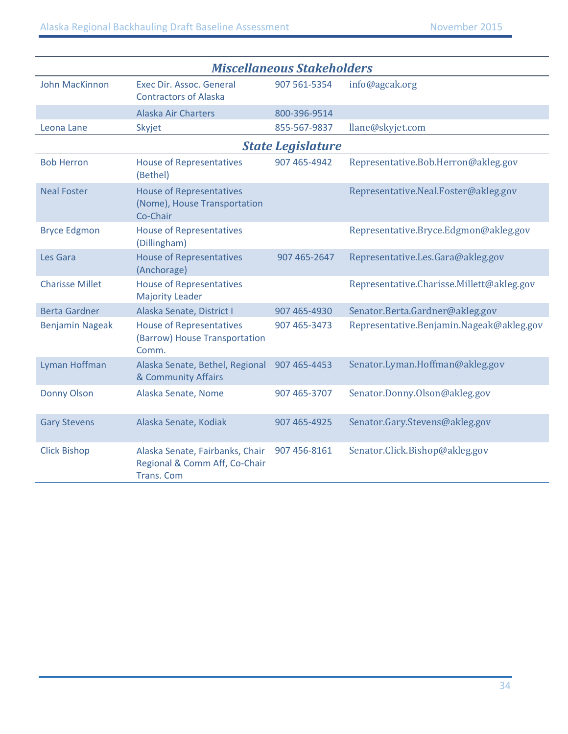| | | | |
|---|---|---|---|
| ***Miscellaneous Stakeholders*** | | | |
| John MacKinnon | Exec Dir. Assoc. General Contractors of Alaska | 907 561-5354 | info@agcak.org |
| | Alaska Air Charters | 800-396-9514 | |
| Leona Lane | Skyjet | 855-567-9837 | llane@skyjet.com |
| ***State Legislature*** | | | |
| Bob Herron | House of Representatives (Bethel) | 907 465-4942 | Representative.Bob.Herron@akleg.gov |
| Neal Foster | House of Representatives (Nome), House Transportation Co-Chair | | Representative.Neal.Foster@akleg.gov |
| Bryce Edgmon | House of Representatives (Dillingham) | | Representative.Bryce.Edgmon@akleg.gov |
| Les Gara | House of Representatives (Anchorage) | 907 465-2647 | Representative.Les.Gara@akleg.gov |
| Charisse Millet | House of Representatives Majority Leader | | Representative.Charisse.Millett@akleg.gov |
| Berta Gardner | Alaska Senate, District I | 907 465-4930 | Senator.Berta.Gardner@akleg.gov |
| Benjamin Nageak | House of Representatives (Barrow) House Transportation Comm. | 907 465-3473 | Representative.Benjamin.Nageak@akleg.gov |
| Lyman Hoffman | Alaska Senate, Bethel, Regional & Community Affairs | 907 465-4453 | Senator.Lyman.Hoffman@akleg.gov |
| Donny Olson | Alaska Senate, Nome | 907 465-3707 | Senator.Donny.Olson@akleg.gov |
| Gary Stevens | Alaska Senate, Kodiak | 907 465-4925 | Senator.Gary.Stevens@akleg.gov |
| Click Bishop | Alaska Senate, Fairbanks, Chair Regional & Comm Aff, Co-Chair Trans. Com | 907 456-8161 | Senator.Click.Bishop@akleg.gov |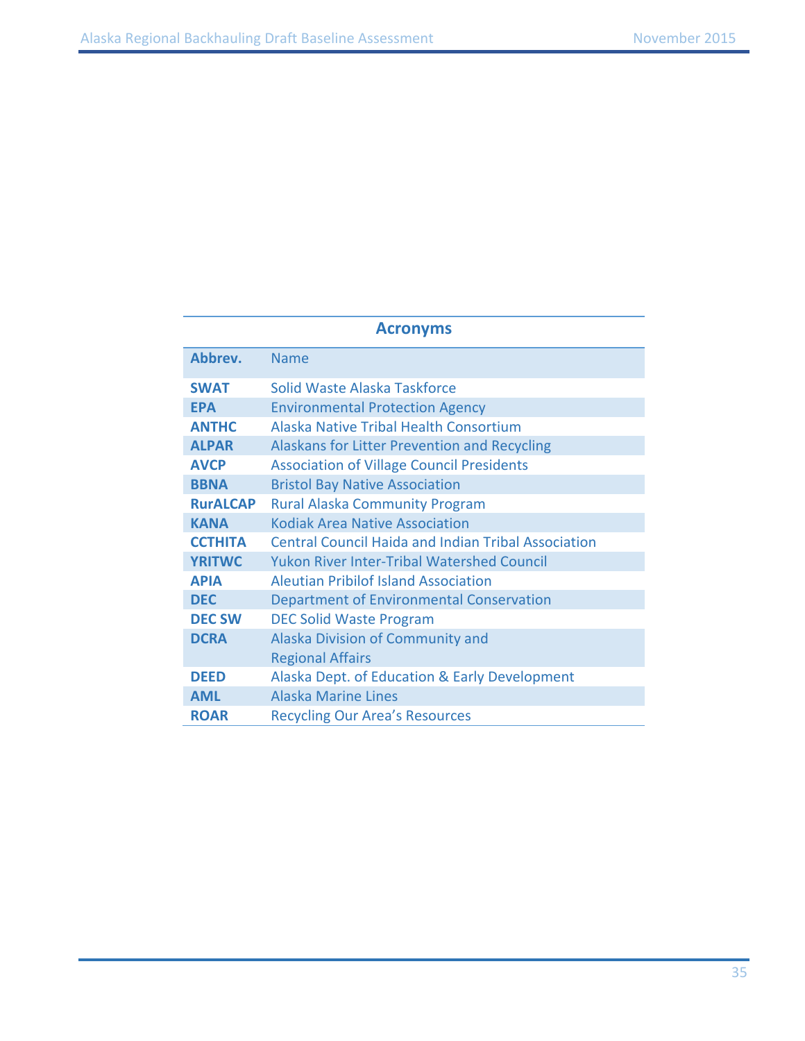## Acronyms

| Abbrev. | Name |
|---|---|
| **SWAT** | Solid Waste Alaska Taskforce |
| **EPA** | Environmental Protection Agency |
| **ANTHC** | Alaska Native Tribal Health Consortium |
| **ALPAR** | Alaskans for Litter Prevention and Recycling |
| **AVCP** | Association of Village Council Presidents |
| **BBNA** | Bristol Bay Native Association |
| **RurALCAP** | Rural Alaska Community Program |
| **KANA** | Kodiak Area Native Association |
| **CCTHITA** | Central Council Haida and Indian Tribal Association |
| **YRITWC** | Yukon River Inter-Tribal Watershed Council |
| **APIA** | Aleutian Pribilof Island Association |
| **DEC** | Department of Environmental Conservation |
| **DEC SW** | DEC Solid Waste Program |
| **DCRA** | Alaska Division of Community and Regional Affairs |
| **DEED** | Alaska Dept. of Education & Early Development |
| **AML** | Alaska Marine Lines |
| **ROAR** | Recycling Our Area's Resources |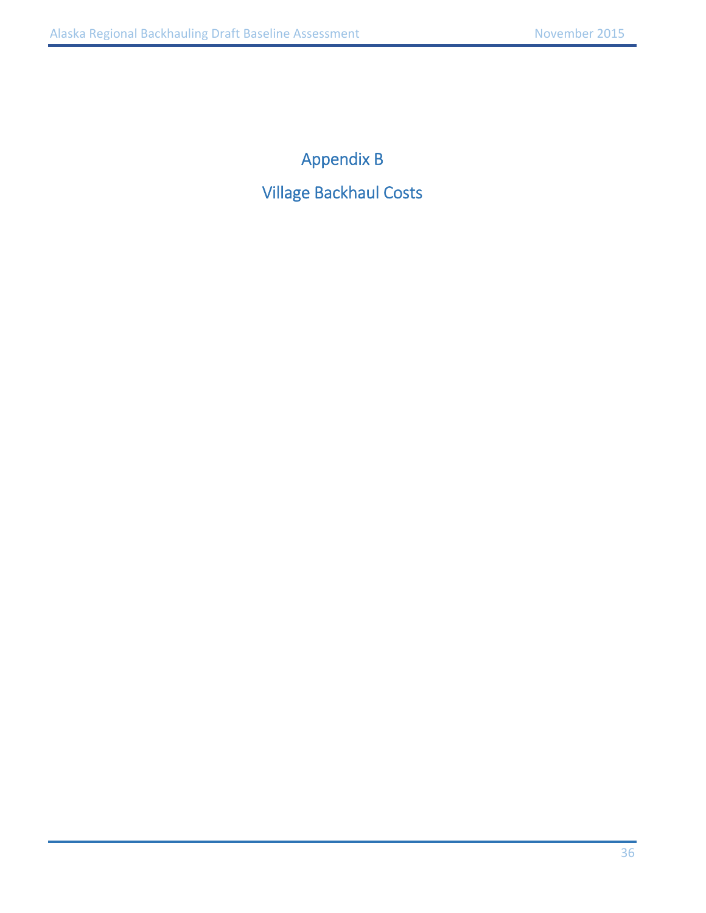# Appendix B

# Village Backhaul Costs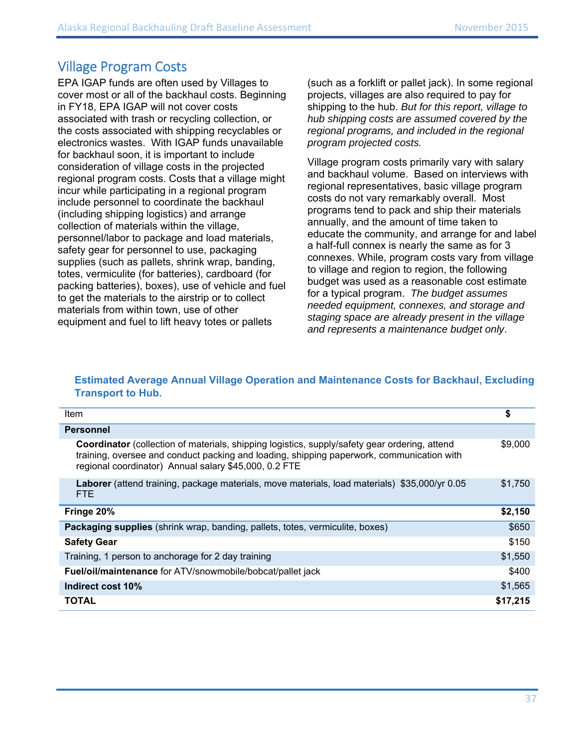## Village Program Costs

EPA IGAP funds are often used by Villages to cover most or all of the backhaul costs. Beginning in FY18, EPA IGAP will not cover costs associated with trash or recycling collection, or the costs associated with shipping recyclables or electronics wastes. With IGAP funds unavailable for backhaul soon, it is important to include consideration of village costs in the projected regional program costs. Costs that a village might incur while participating in a regional program include personnel to coordinate the backhaul (including shipping logistics) and arrange collection of materials within the village, personnel/labor to package and load materials, safety gear for personnel to use, packaging supplies (such as pallets, shrink wrap, banding, totes, vermiculite (for batteries), cardboard (for packing batteries), boxes), use of vehicle and fuel to get the materials to the airstrip or to collect materials from within town, use of other equipment and fuel to lift heavy totes or pallets (such as a forklift or pallet jack). In some regional projects, villages are also required to pay for shipping to the hub. *But for this report, village to hub shipping costs are assumed covered by the regional programs, and included in the regional program projected costs.*

Village program costs primarily vary with salary and backhaul volume. Based on interviews with regional representatives, basic village program costs do not vary remarkably overall. Most programs tend to pack and ship their materials annually, and the amount of time taken to educate the community, and arrange for and label a half-full connex is nearly the same as for 3 connexes. While, program costs vary from village to village and region to region, the following budget was used as a reasonable cost estimate for a typical program. *The budget assumes needed equipment, connexes, and storage and staging space are already present in the village and represents a maintenance budget only*.

**Estimated Average Annual Village Operation and Maintenance Costs for Backhaul, Excluding Transport to Hub.**

| Item | $ |
|---|---|
| **Personnel** | |
| **Coordinator** (collection of materials, shipping logistics, supply/safety gear ordering, attend training, oversee and conduct packing and loading, shipping paperwork, communication with regional coordinator) Annual salary $45,000, 0.2 FTE | $9,000 |
| **Laborer** (attend training, package materials, move materials, load materials) $35,000/yr 0.05 FTE | $1,750 |
| **Fringe 20%** | **$2,150** |
| **Packaging supplies** (shrink wrap, banding, pallets, totes, vermiculite, boxes) | $650 |
| **Safety Gear** | $150 |
| Training, 1 person to anchorage for 2 day training | $1,550 |
| **Fuel/oil/maintenance** for ATV/snowmobile/bobcat/pallet jack | $400 |
| **Indirect cost 10%** | $1,565 |
| **TOTAL** | **$17,215** |